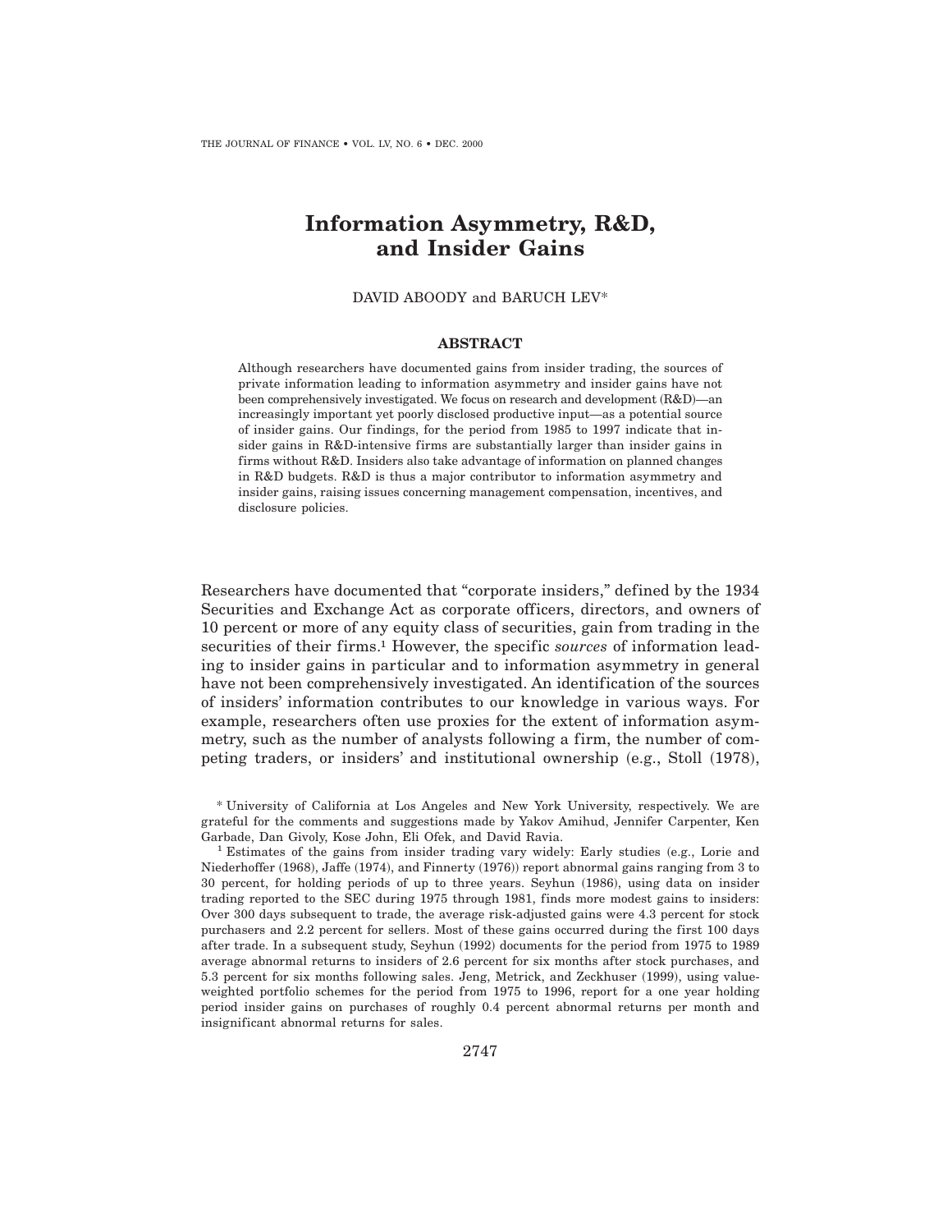# Information Asymmetry, R&D, and Insider Gains

DAVID ABOODY and BARUCH LEV*

## ABSTRACT

Although researchers have documented gains from insider trading, the sources of private information leading to information asymmetry and insider gains have not been comprehensively investigated. We focus on research and development (R&D)—an increasingly important yet poorly disclosed productive input—as a potential source of insider gains. Our findings, for the period from 1985 to 1997 indicate that insider gains in R&D-intensive firms are substantially larger than insider gains in firms without R&D. Insiders also take advantage of information on planned changes in R&D budgets. R&D is thus a major contributor to information asymmetry and insider gains, raising issues concerning management compensation, incentives, and disclosure policies.

Researchers have documented that "corporate insiders," defined by the 1934 Securities and Exchange Act as corporate officers, directors, and owners of 10 percent or more of any equity class of securities, gain from trading in the securities of their firms.[1] However, the specific *sources* of information leading to insider gains in particular and to information asymmetry in general have not been comprehensively investigated. An identification of the sources of insiders' information contributes to our knowledge in various ways. For example, researchers often use proxies for the extent of information asymmetry, such as the number of analysts following a firm, the number of competing traders, or insiders' and institutional ownership (e.g., Stoll (1978),

\* University of California at Los Angeles and New York University, respectively. We are grateful for the comments and suggestions made by Yakov Amihud, Jennifer Carpenter, Ken Garbade, Dan Givoly, Kose John, Eli Ofek, and David Ravia.

[1] Estimates of the gains from insider trading vary widely: Early studies (e.g., Lorie and Niederhoffer (1968), Jaffe (1974), and Finnerty (1976)) report abnormal gains ranging from 3 to 30 percent, for holding periods of up to three years. Seyhun (1986), using data on insider trading reported to the SEC during 1975 through 1981, finds more modest gains to insiders: Over 300 days subsequent to trade, the average risk-adjusted gains were 4.3 percent for stock purchasers and 2.2 percent for sellers. Most of these gains occurred during the first 100 days after trade. In a subsequent study, Seyhun (1992) documents for the period from 1975 to 1989 average abnormal returns to insiders of 2.6 percent for six months after stock purchases, and 5.3 percent for six months following sales. Jeng, Metrick, and Zeckhuser (1999), using value-weighted portfolio schemes for the period from 1975 to 1996, report for a one year holding period insider gains on purchases of roughly 0.4 percent abnormal returns per month and insignificant abnormal returns for sales.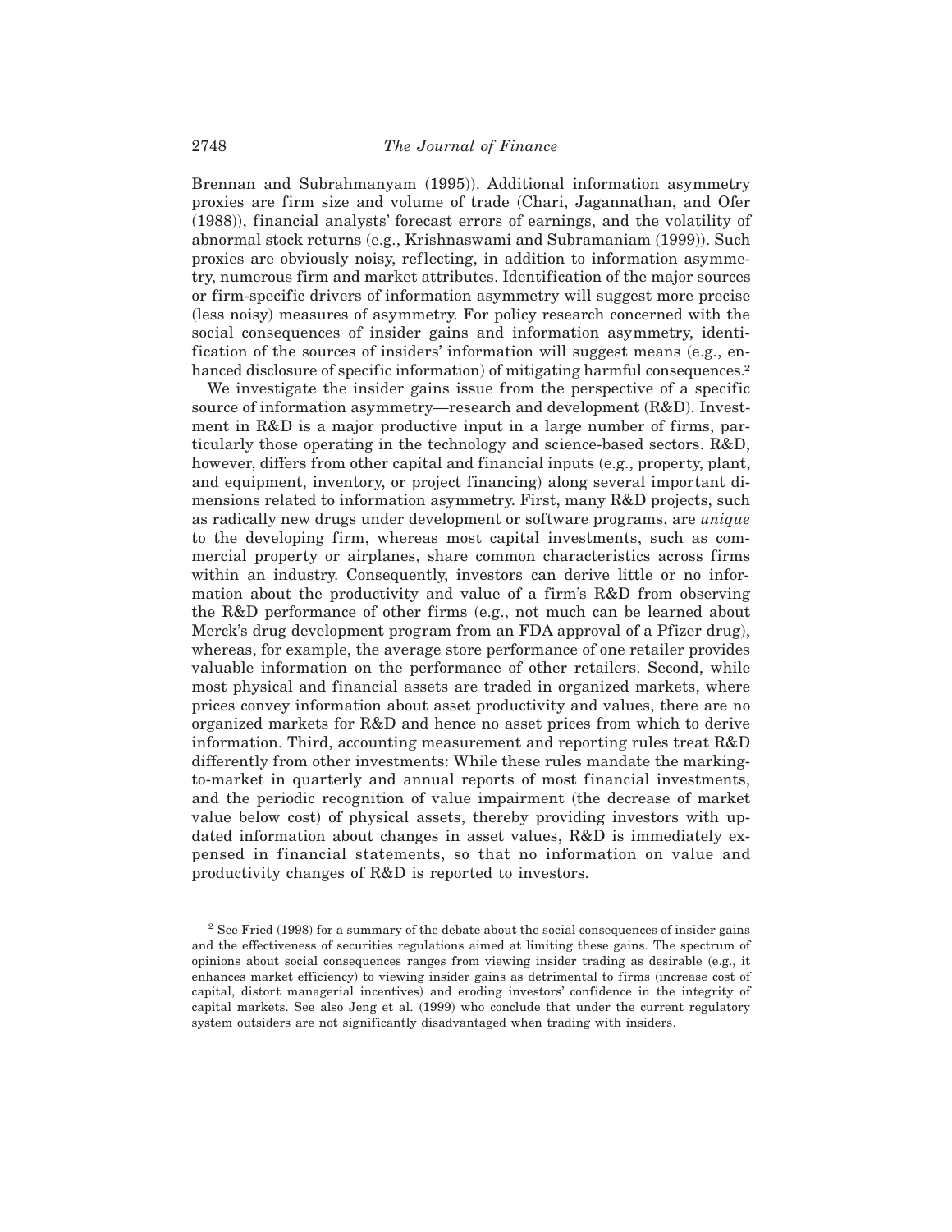Brennan and Subrahmanyam (1995)). Additional information asymmetry proxies are firm size and volume of trade (Chari, Jagannathan, and Ofer (1988)), financial analysts' forecast errors of earnings, and the volatility of abnormal stock returns (e.g., Krishnaswami and Subramaniam (1999)). Such proxies are obviously noisy, reflecting, in addition to information asymmetry, numerous firm and market attributes. Identification of the major sources or firm-specific drivers of information asymmetry will suggest more precise (less noisy) measures of asymmetry. For policy research concerned with the social consequences of insider gains and information asymmetry, identification of the sources of insiders' information will suggest means (e.g., enhanced disclosure of specific information) of mitigating harmful consequences.[2]

We investigate the insider gains issue from the perspective of a specific source of information asymmetry—research and development (R&D). Investment in R&D is a major productive input in a large number of firms, particularly those operating in the technology and science-based sectors. R&D, however, differs from other capital and financial inputs (e.g., property, plant, and equipment, inventory, or project financing) along several important dimensions related to information asymmetry. First, many R&D projects, such as radically new drugs under development or software programs, are *unique* to the developing firm, whereas most capital investments, such as commercial property or airplanes, share common characteristics across firms within an industry. Consequently, investors can derive little or no information about the productivity and value of a firm's R&D from observing the R&D performance of other firms (e.g., not much can be learned about Merck's drug development program from an FDA approval of a Pfizer drug), whereas, for example, the average store performance of one retailer provides valuable information on the performance of other retailers. Second, while most physical and financial assets are traded in organized markets, where prices convey information about asset productivity and values, there are no organized markets for R&D and hence no asset prices from which to derive information. Third, accounting measurement and reporting rules treat R&D differently from other investments: While these rules mandate the marking-to-market in quarterly and annual reports of most financial investments, and the periodic recognition of value impairment (the decrease of market value below cost) of physical assets, thereby providing investors with updated information about changes in asset values, R&D is immediately expensed in financial statements, so that no information on value and productivity changes of R&D is reported to investors.

[2] See Fried (1998) for a summary of the debate about the social consequences of insider gains and the effectiveness of securities regulations aimed at limiting these gains. The spectrum of opinions about social consequences ranges from viewing insider trading as desirable (e.g., it enhances market efficiency) to viewing insider gains as detrimental to firms (increase cost of capital, distort managerial incentives) and eroding investors' confidence in the integrity of capital markets. See also Jeng et al. (1999) who conclude that under the current regulatory system outsiders are not significantly disadvantaged when trading with insiders.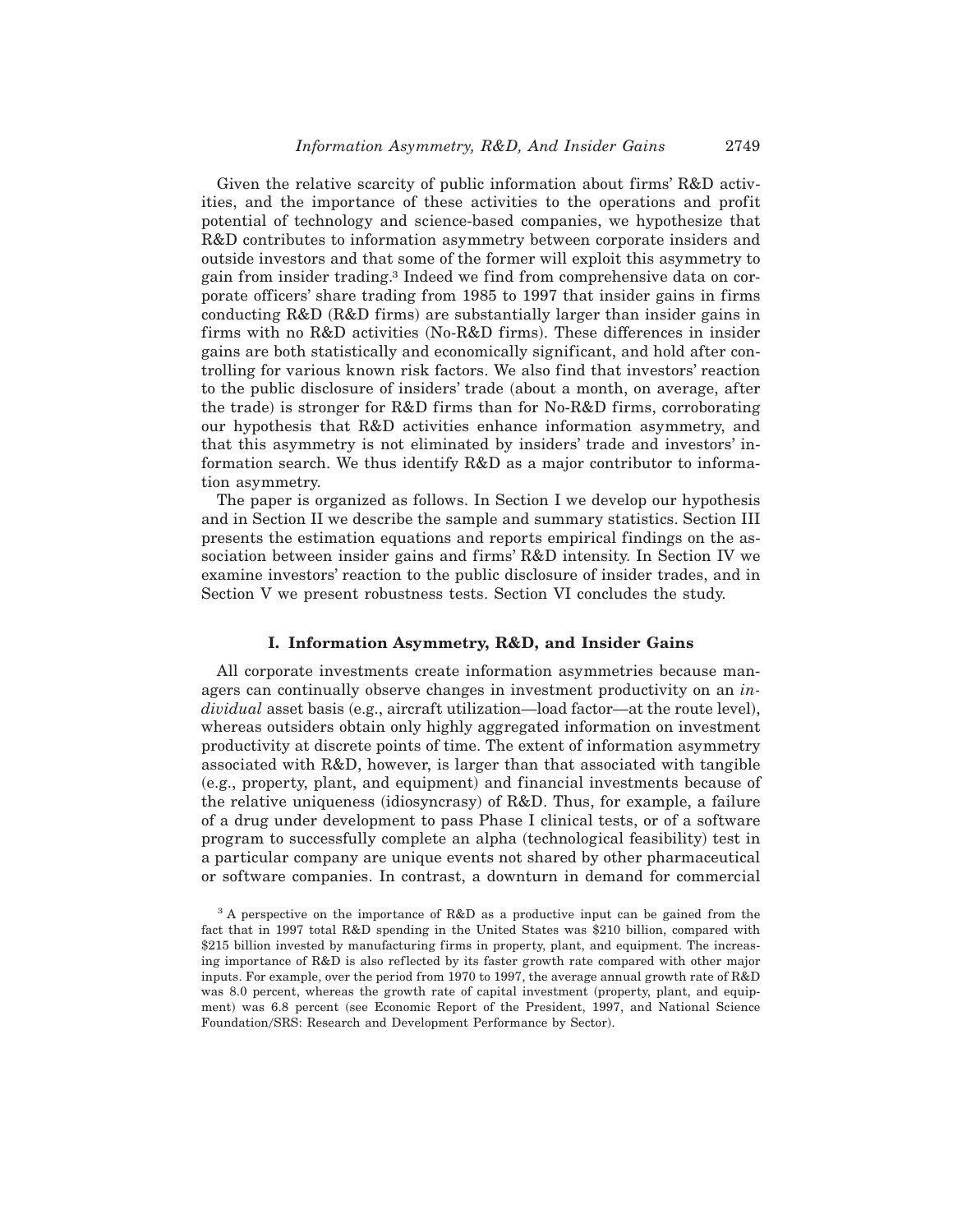Given the relative scarcity of public information about firms' R&D activities, and the importance of these activities to the operations and profit potential of technology and science-based companies, we hypothesize that R&D contributes to information asymmetry between corporate insiders and outside investors and that some of the former will exploit this asymmetry to gain from insider trading.[3] Indeed we find from comprehensive data on corporate officers' share trading from 1985 to 1997 that insider gains in firms conducting R&D (R&D firms) are substantially larger than insider gains in firms with no R&D activities (No-R&D firms). These differences in insider gains are both statistically and economically significant, and hold after controlling for various known risk factors. We also find that investors' reaction to the public disclosure of insiders' trade (about a month, on average, after the trade) is stronger for R&D firms than for No-R&D firms, corroborating our hypothesis that R&D activities enhance information asymmetry, and that this asymmetry is not eliminated by insiders' trade and investors' information search. We thus identify R&D as a major contributor to information asymmetry.

The paper is organized as follows. In Section I we develop our hypothesis and in Section II we describe the sample and summary statistics. Section III presents the estimation equations and reports empirical findings on the association between insider gains and firms' R&D intensity. In Section IV we examine investors' reaction to the public disclosure of insider trades, and in Section V we present robustness tests. Section VI concludes the study.

## I. Information Asymmetry, R&D, and Insider Gains

All corporate investments create information asymmetries because managers can continually observe changes in investment productivity on an *individual* asset basis (e.g., aircraft utilization—load factor—at the route level), whereas outsiders obtain only highly aggregated information on investment productivity at discrete points of time. The extent of information asymmetry associated with R&D, however, is larger than that associated with tangible (e.g., property, plant, and equipment) and financial investments because of the relative uniqueness (idiosyncrasy) of R&D. Thus, for example, a failure of a drug under development to pass Phase I clinical tests, or of a software program to successfully complete an alpha (technological feasibility) test in a particular company are unique events not shared by other pharmaceutical or software companies. In contrast, a downturn in demand for commercial

[3] A perspective on the importance of R&D as a productive input can be gained from the fact that in 1997 total R&D spending in the United States was $210 billion, compared with $215 billion invested by manufacturing firms in property, plant, and equipment. The increasing importance of R&D is also reflected by its faster growth rate compared with other major inputs. For example, over the period from 1970 to 1997, the average annual growth rate of R&D was 8.0 percent, whereas the growth rate of capital investment (property, plant, and equipment) was 6.8 percent (see Economic Report of the President, 1997, and National Science Foundation/SRS: Research and Development Performance by Sector).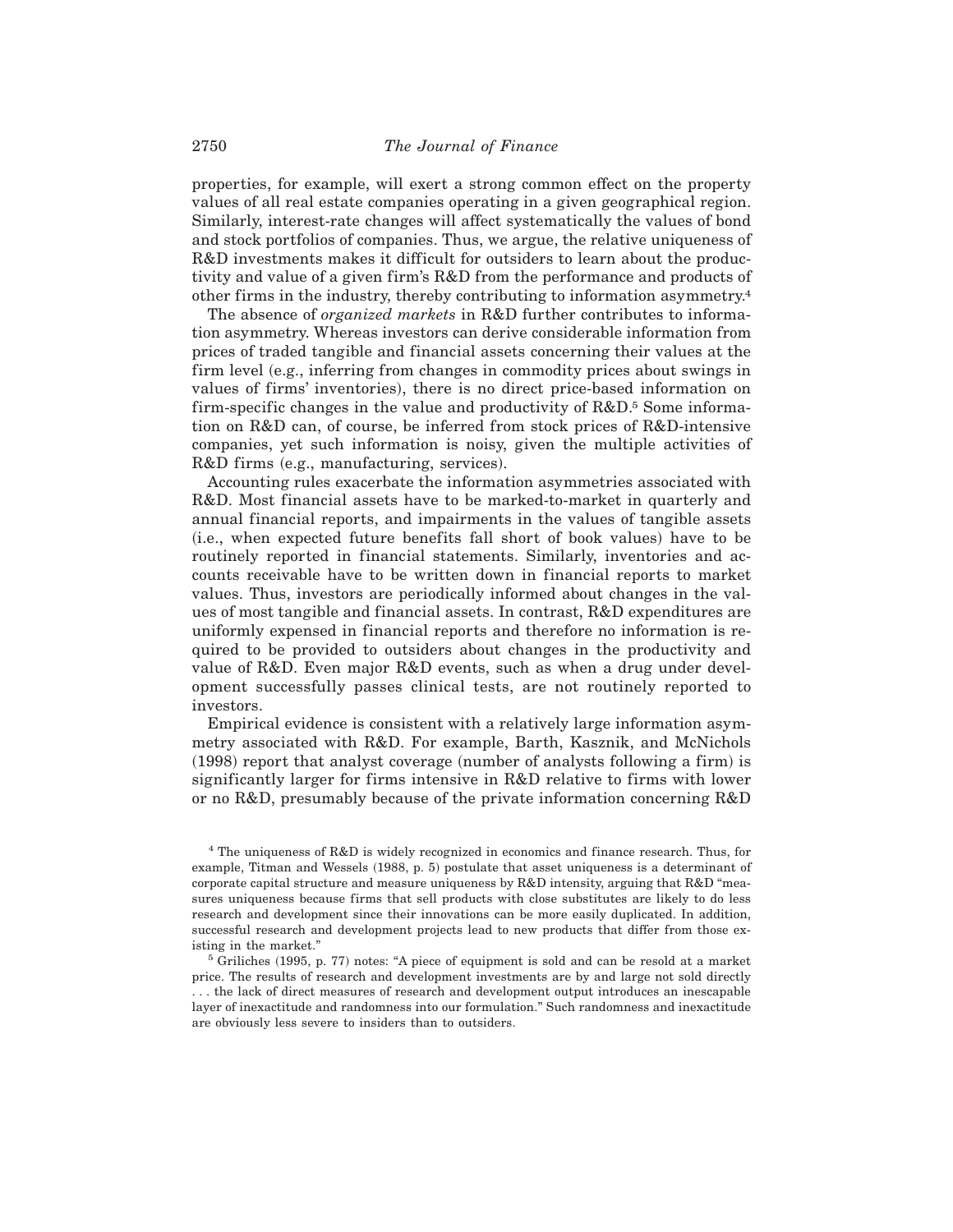properties, for example, will exert a strong common effect on the property values of all real estate companies operating in a given geographical region. Similarly, interest-rate changes will affect systematically the values of bond and stock portfolios of companies. Thus, we argue, the relative uniqueness of R&D investments makes it difficult for outsiders to learn about the productivity and value of a given firm's R&D from the performance and products of other firms in the industry, thereby contributing to information asymmetry.[4]

The absence of *organized markets* in R&D further contributes to information asymmetry. Whereas investors can derive considerable information from prices of traded tangible and financial assets concerning their values at the firm level (e.g., inferring from changes in commodity prices about swings in values of firms' inventories), there is no direct price-based information on firm-specific changes in the value and productivity of R&D.[5] Some information on R&D can, of course, be inferred from stock prices of R&D-intensive companies, yet such information is noisy, given the multiple activities of R&D firms (e.g., manufacturing, services).

Accounting rules exacerbate the information asymmetries associated with R&D. Most financial assets have to be marked-to-market in quarterly and annual financial reports, and impairments in the values of tangible assets (i.e., when expected future benefits fall short of book values) have to be routinely reported in financial statements. Similarly, inventories and accounts receivable have to be written down in financial reports to market values. Thus, investors are periodically informed about changes in the values of most tangible and financial assets. In contrast, R&D expenditures are uniformly expensed in financial reports and therefore no information is required to be provided to outsiders about changes in the productivity and value of R&D. Even major R&D events, such as when a drug under development successfully passes clinical tests, are not routinely reported to investors.

Empirical evidence is consistent with a relatively large information asymmetry associated with R&D. For example, Barth, Kasznik, and McNichols (1998) report that analyst coverage (number of analysts following a firm) is significantly larger for firms intensive in R&D relative to firms with lower or no R&D, presumably because of the private information concerning R&D

[4] The uniqueness of R&D is widely recognized in economics and finance research. Thus, for example, Titman and Wessels (1988, p. 5) postulate that asset uniqueness is a determinant of corporate capital structure and measure uniqueness by R&D intensity, arguing that R&D "measures uniqueness because firms that sell products with close substitutes are likely to do less research and development since their innovations can be more easily duplicated. In addition, successful research and development projects lead to new products that differ from those existing in the market."

[5] Griliches (1995, p. 77) notes: "A piece of equipment is sold and can be resold at a market price. The results of research and development investments are by and large not sold directly . . . the lack of direct measures of research and development output introduces an inescapable layer of inexactitude and randomness into our formulation." Such randomness and inexactitude are obviously less severe to insiders than to outsiders.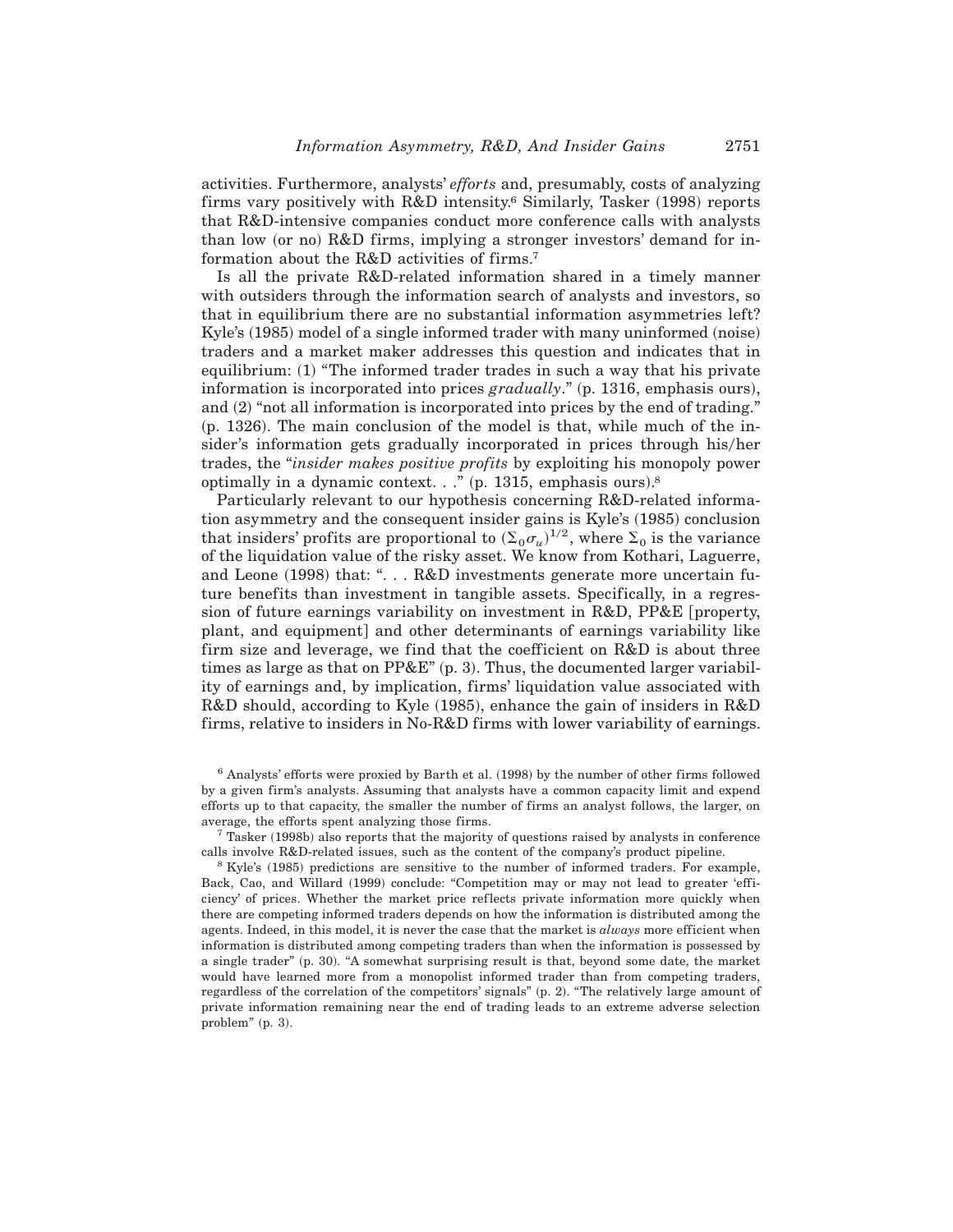activities. Furthermore, analysts' *efforts* and, presumably, costs of analyzing firms vary positively with R&D intensity.[6] Similarly, Tasker (1998) reports that R&D-intensive companies conduct more conference calls with analysts than low (or no) R&D firms, implying a stronger investors' demand for information about the R&D activities of firms.[7]

Is all the private R&D-related information shared in a timely manner with outsiders through the information search of analysts and investors, so that in equilibrium there are no substantial information asymmetries left? Kyle's (1985) model of a single informed trader with many uninformed (noise) traders and a market maker addresses this question and indicates that in equilibrium: (1) "The informed trader trades in such a way that his private information is incorporated into prices *gradually*." (p. 1316, emphasis ours), and (2) "not all information is incorporated into prices by the end of trading." (p. 1326). The main conclusion of the model is that, while much of the insider's information gets gradually incorporated in prices through his/her trades, the "*insider makes positive profits* by exploiting his monopoly power optimally in a dynamic context. . ." (p. 1315, emphasis ours).[8]

Particularly relevant to our hypothesis concerning R&D-related information asymmetry and the consequent insider gains is Kyle's (1985) conclusion that insiders' profits are proportional to $(\Sigma_0 \sigma_u)^{1/2}$, where $\Sigma_0$ is the variance of the liquidation value of the risky asset. We know from Kothari, Laguerre, and Leone (1998) that: ". . . R&D investments generate more uncertain future benefits than investment in tangible assets. Specifically, in a regression of future earnings variability on investment in R&D, PP&E [property, plant, and equipment] and other determinants of earnings variability like firm size and leverage, we find that the coefficient on R&D is about three times as large as that on PP&E" (p. 3). Thus, the documented larger variability of earnings and, by implication, firms' liquidation value associated with R&D should, according to Kyle (1985), enhance the gain of insiders in R&D firms, relative to insiders in No-R&D firms with lower variability of earnings.

[6] Analysts' efforts were proxied by Barth et al. (1998) by the number of other firms followed by a given firm's analysts. Assuming that analysts have a common capacity limit and expend efforts up to that capacity, the smaller the number of firms an analyst follows, the larger, on average, the efforts spent analyzing those firms.

[7] Tasker (1998b) also reports that the majority of questions raised by analysts in conference calls involve R&D-related issues, such as the content of the company's product pipeline.

[8] Kyle's (1985) predictions are sensitive to the number of informed traders. For example, Back, Cao, and Willard (1999) conclude: "Competition may or may not lead to greater 'efficiency' of prices. Whether the market price reflects private information more quickly when there are competing informed traders depends on how the information is distributed among the agents. Indeed, in this model, it is never the case that the market is *always* more efficient when information is distributed among competing traders than when the information is possessed by a single trader" (p. 30). "A somewhat surprising result is that, beyond some date, the market would have learned more from a monopolist informed trader than from competing traders, regardless of the correlation of the competitors' signals" (p. 2). "The relatively large amount of private information remaining near the end of trading leads to an extreme adverse selection problem" (p. 3).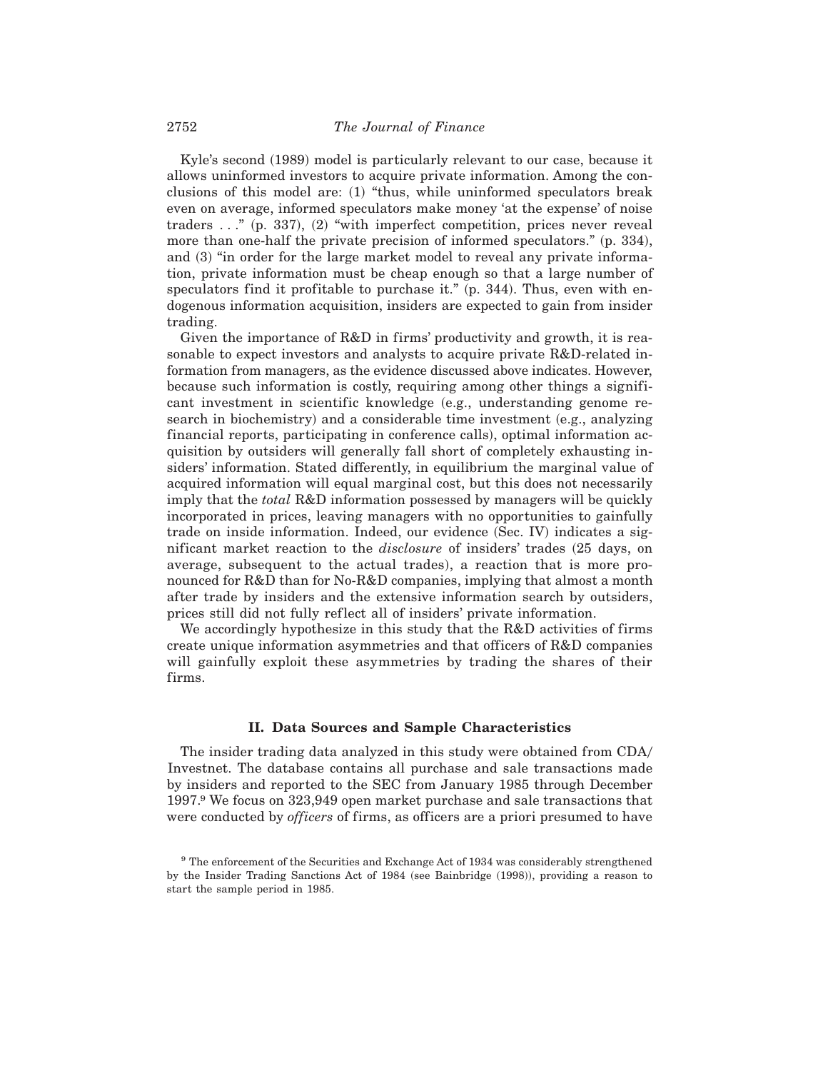Kyle's second (1989) model is particularly relevant to our case, because it allows uninformed investors to acquire private information. Among the conclusions of this model are: (1) "thus, while uninformed speculators break even on average, informed speculators make money 'at the expense' of noise traders . . ." (p. 337), (2) "with imperfect competition, prices never reveal more than one-half the private precision of informed speculators." (p. 334), and (3) "in order for the large market model to reveal any private information, private information must be cheap enough so that a large number of speculators find it profitable to purchase it." (p. 344). Thus, even with endogenous information acquisition, insiders are expected to gain from insider trading.

Given the importance of R&D in firms' productivity and growth, it is reasonable to expect investors and analysts to acquire private R&D-related information from managers, as the evidence discussed above indicates. However, because such information is costly, requiring among other things a significant investment in scientific knowledge (e.g., understanding genome research in biochemistry) and a considerable time investment (e.g., analyzing financial reports, participating in conference calls), optimal information acquisition by outsiders will generally fall short of completely exhausting insiders' information. Stated differently, in equilibrium the marginal value of acquired information will equal marginal cost, but this does not necessarily imply that the *total* R&D information possessed by managers will be quickly incorporated in prices, leaving managers with no opportunities to gainfully trade on inside information. Indeed, our evidence (Sec. IV) indicates a significant market reaction to the *disclosure* of insiders' trades (25 days, on average, subsequent to the actual trades), a reaction that is more pronounced for R&D than for No-R&D companies, implying that almost a month after trade by insiders and the extensive information search by outsiders, prices still did not fully reflect all of insiders' private information.

We accordingly hypothesize in this study that the R&D activities of firms create unique information asymmetries and that officers of R&D companies will gainfully exploit these asymmetries by trading the shares of their firms.

## II. Data Sources and Sample Characteristics

The insider trading data analyzed in this study were obtained from CDA/Investnet. The database contains all purchase and sale transactions made by insiders and reported to the SEC from January 1985 through December 1997.[9] We focus on 323,949 open market purchase and sale transactions that were conducted by *officers* of firms, as officers are a priori presumed to have

[9] The enforcement of the Securities and Exchange Act of 1934 was considerably strengthened by the Insider Trading Sanctions Act of 1984 (see Bainbridge (1998)), providing a reason to start the sample period in 1985.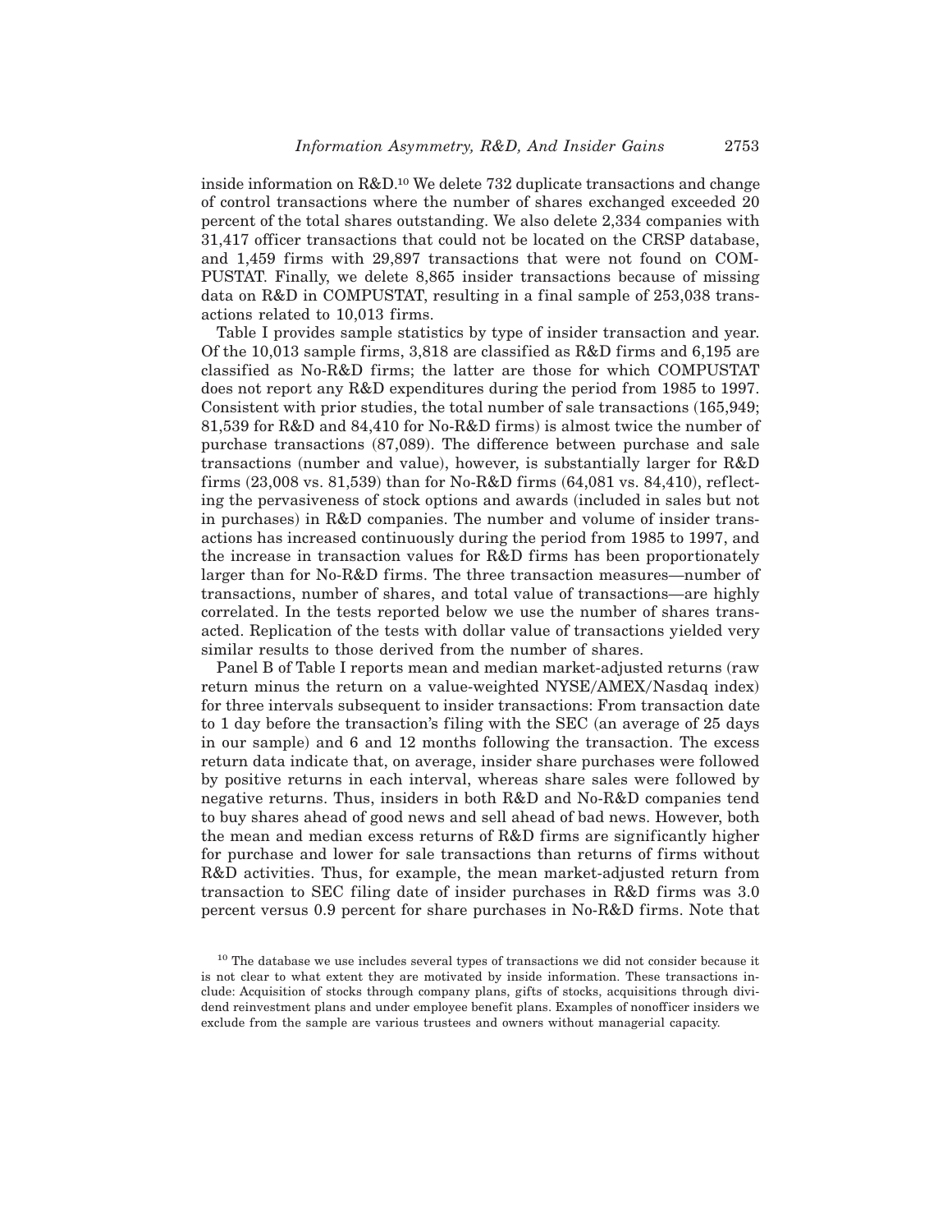inside information on R&D.[10] We delete 732 duplicate transactions and change of control transactions where the number of shares exchanged exceeded 20 percent of the total shares outstanding. We also delete 2,334 companies with 31,417 officer transactions that could not be located on the CRSP database, and 1,459 firms with 29,897 transactions that were not found on COMPUSTAT. Finally, we delete 8,865 insider transactions because of missing data on R&D in COMPUSTAT, resulting in a final sample of 253,038 transactions related to 10,013 firms.

Table I provides sample statistics by type of insider transaction and year. Of the 10,013 sample firms, 3,818 are classified as R&D firms and 6,195 are classified as No-R&D firms; the latter are those for which COMPUSTAT does not report any R&D expenditures during the period from 1985 to 1997. Consistent with prior studies, the total number of sale transactions (165,949; 81,539 for R&D and 84,410 for No-R&D firms) is almost twice the number of purchase transactions (87,089). The difference between purchase and sale transactions (number and value), however, is substantially larger for R&D firms (23,008 vs. 81,539) than for No-R&D firms (64,081 vs. 84,410), reflecting the pervasiveness of stock options and awards (included in sales but not in purchases) in R&D companies. The number and volume of insider transactions has increased continuously during the period from 1985 to 1997, and the increase in transaction values for R&D firms has been proportionately larger than for No-R&D firms. The three transaction measures—number of transactions, number of shares, and total value of transactions—are highly correlated. In the tests reported below we use the number of shares transacted. Replication of the tests with dollar value of transactions yielded very similar results to those derived from the number of shares.

Panel B of Table I reports mean and median market-adjusted returns (raw return minus the return on a value-weighted NYSE/AMEX/Nasdaq index) for three intervals subsequent to insider transactions: From transaction date to 1 day before the transaction's filing with the SEC (an average of 25 days in our sample) and 6 and 12 months following the transaction. The excess return data indicate that, on average, insider share purchases were followed by positive returns in each interval, whereas share sales were followed by negative returns. Thus, insiders in both R&D and No-R&D companies tend to buy shares ahead of good news and sell ahead of bad news. However, both the mean and median excess returns of R&D firms are significantly higher for purchase and lower for sale transactions than returns of firms without R&D activities. Thus, for example, the mean market-adjusted return from transaction to SEC filing date of insider purchases in R&D firms was 3.0 percent versus 0.9 percent for share purchases in No-R&D firms. Note that

[10] The database we use includes several types of transactions we did not consider because it is not clear to what extent they are motivated by inside information. These transactions include: Acquisition of stocks through company plans, gifts of stocks, acquisitions through dividend reinvestment plans and under employee benefit plans. Examples of nonofficer insiders we exclude from the sample are various trustees and owners without managerial capacity.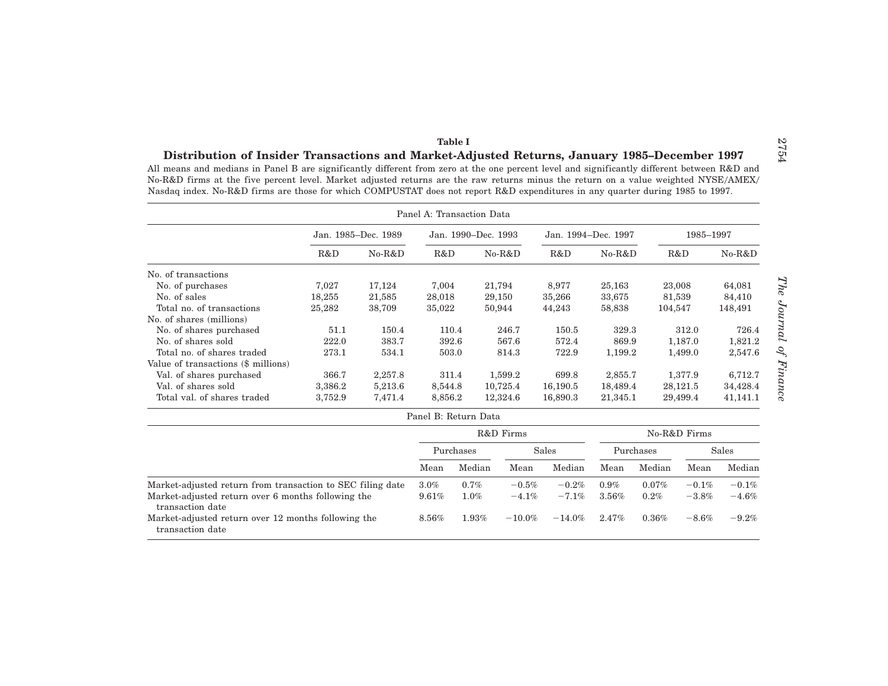**Table I**

**Distribution of Insider Transactions and Market-Adjusted Returns, January 1985–December 1997**

All means and medians in Panel B are significantly different from zero at the one percent level and significantly different between R&D and No-R&D firms at the five percent level. Market adjusted returns are the raw returns minus the return on a value weighted NYSE/AMEX/Nasdaq index. No-R&D firms are those for which COMPUSTAT does not report R&D expenditures in any quarter during 1985 to 1997.

Panel A: Transaction Data

| | Jan. 1985–Dec. 1989 | | Jan. 1990–Dec. 1993 | | Jan. 1994–Dec. 1997 | | 1985–1997 | |
|---|---|---|---|---|---|---|---|---|
| | R&D | No-R&D | R&D | No-R&D | R&D | No-R&D | R&D | No-R&D |
| No. of transactions | | | | | | | | |
| No. of purchases | 7,027 | 17,124 | 7,004 | 21,794 | 8,977 | 25,163 | 23,008 | 64,081 |
| No. of sales | 18,255 | 21,585 | 28,018 | 29,150 | 35,266 | 33,675 | 81,539 | 84,410 |
| Total no. of transactions | 25,282 | 38,709 | 35,022 | 50,944 | 44,243 | 58,838 | 104,547 | 148,491 |
| No. of shares (millions) | | | | | | | | |
| No. of shares purchased | 51.1 | 150.4 | 110.4 | 246.7 | 150.5 | 329.3 | 312.0 | 726.4 |
| No. of shares sold | 222.0 | 383.7 | 392.6 | 567.6 | 572.4 | 869.9 | 1,187.0 | 1,821.2 |
| Total no. of shares traded | 273.1 | 534.1 | 503.0 | 814.3 | 722.9 | 1,199.2 | 1,499.0 | 2,547.6 |
| Value of transactions ($ millions) | | | | | | | | |
| Val. of shares purchased | 366.7 | 2,257.8 | 311.4 | 1,599.2 | 699.8 | 2,855.7 | 1,377.9 | 6,712.7 |
| Val. of shares sold | 3,386.2 | 5,213.6 | 8,544.8 | 10,725.4 | 16,190.5 | 18,489.4 | 28,121.5 | 34,428.4 |
| Total val. of shares traded | 3,752.9 | 7,471.4 | 8,856.2 | 12,324.6 | 16,890.3 | 21,345.1 | 29,499.4 | 41,141.1 |

Panel B: Return Data

| | R&D Firms | | | | No-R&D Firms | | | |
|---|---|---|---|---|---|---|---|---|
| | Purchases | | Sales | | Purchases | | Sales | |
| | Mean | Median | Mean | Median | Mean | Median | Mean | Median |
| Market-adjusted return from transaction to SEC filing date | 3.0% | 0.7% | −0.5% | −0.2% | 0.9% | 0.07% | −0.1% | −0.1% |
| Market-adjusted return over 6 months following the transaction date | 9.61% | 1.0% | −4.1% | −7.1% | 3.56% | 0.2% | −3.8% | −4.6% |
| Market-adjusted return over 12 months following the transaction date | 8.56% | 1.93% | −10.0% | −14.0% | 2.47% | 0.36% | −8.6% | −9.2% |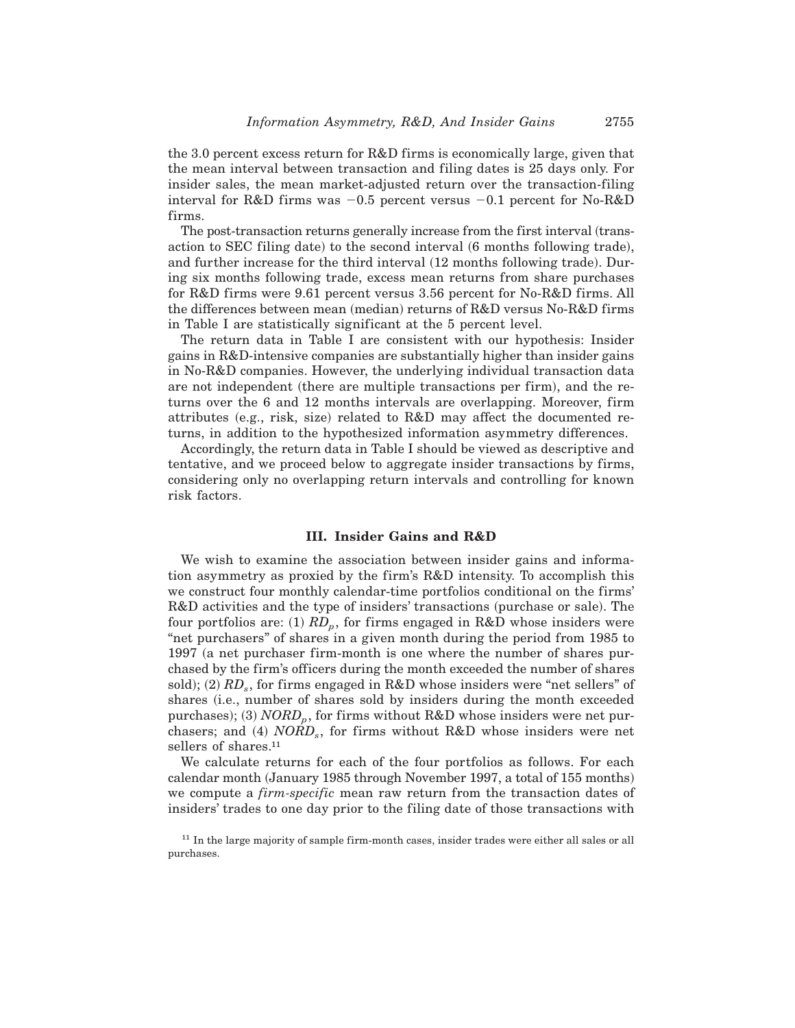the 3.0 percent excess return for R&D firms is economically large, given that the mean interval between transaction and filing dates is 25 days only. For insider sales, the mean market-adjusted return over the transaction-filing interval for R&D firms was −0.5 percent versus −0.1 percent for No-R&D firms.

The post-transaction returns generally increase from the first interval (transaction to SEC filing date) to the second interval (6 months following trade), and further increase for the third interval (12 months following trade). During six months following trade, excess mean returns from share purchases for R&D firms were 9.61 percent versus 3.56 percent for No-R&D firms. All the differences between mean (median) returns of R&D versus No-R&D firms in Table I are statistically significant at the 5 percent level.

The return data in Table I are consistent with our hypothesis: Insider gains in R&D-intensive companies are substantially higher than insider gains in No-R&D companies. However, the underlying individual transaction data are not independent (there are multiple transactions per firm), and the returns over the 6 and 12 months intervals are overlapping. Moreover, firm attributes (e.g., risk, size) related to R&D may affect the documented returns, in addition to the hypothesized information asymmetry differences.

Accordingly, the return data in Table I should be viewed as descriptive and tentative, and we proceed below to aggregate insider transactions by firms, considering only no overlapping return intervals and controlling for known risk factors.

## III. Insider Gains and R&D

We wish to examine the association between insider gains and information asymmetry as proxied by the firm's R&D intensity. To accomplish this we construct four monthly calendar-time portfolios conditional on the firms' R&D activities and the type of insiders' transactions (purchase or sale). The four portfolios are: (1) $RD_p$, for firms engaged in R&D whose insiders were "net purchasers" of shares in a given month during the period from 1985 to 1997 (a net purchaser firm-month is one where the number of shares purchased by the firm's officers during the month exceeded the number of shares sold); (2) $RD_s$, for firms engaged in R&D whose insiders were "net sellers" of shares (i.e., number of shares sold by insiders during the month exceeded purchases); (3) $NORD_p$, for firms without R&D whose insiders were net purchasers; and (4) $NORD_s$, for firms without R&D whose insiders were net sellers of shares.[11]

We calculate returns for each of the four portfolios as follows. For each calendar month (January 1985 through November 1997, a total of 155 months) we compute a *firm-specific* mean raw return from the transaction dates of insiders' trades to one day prior to the filing date of those transactions with

[11] In the large majority of sample firm-month cases, insider trades were either all sales or all purchases.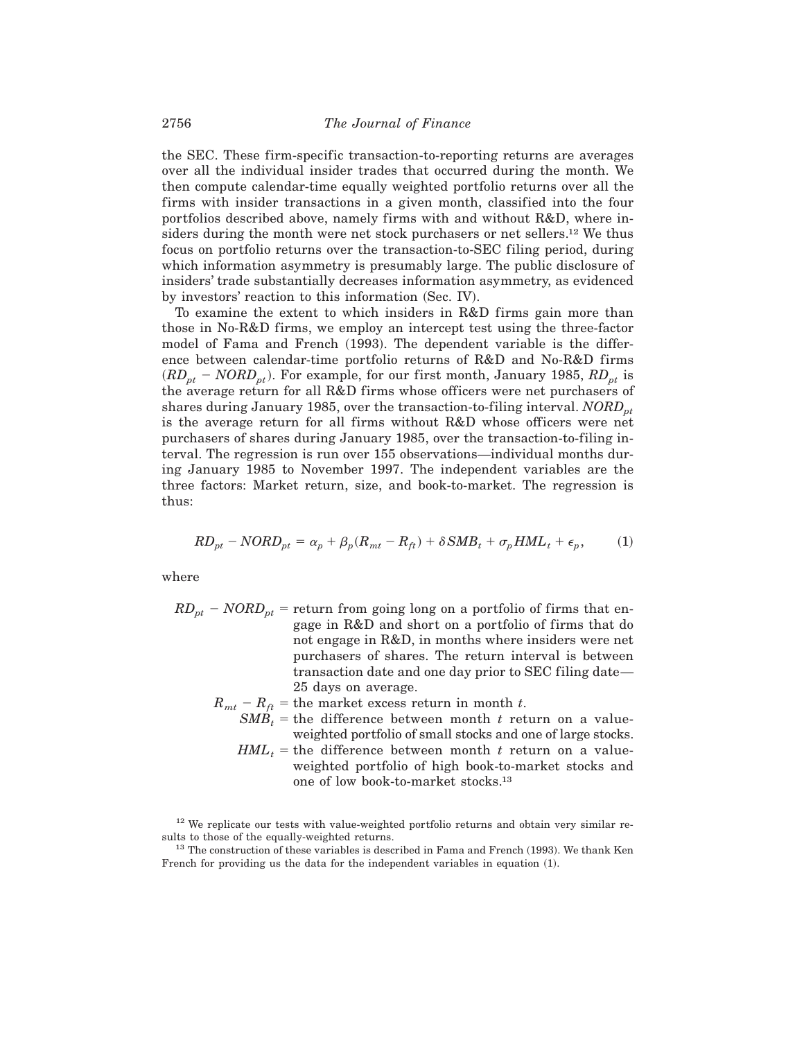the SEC. These firm-specific transaction-to-reporting returns are averages over all the individual insider trades that occurred during the month. We then compute calendar-time equally weighted portfolio returns over all the firms with insider transactions in a given month, classified into the four portfolios described above, namely firms with and without R&D, where insiders during the month were net stock purchasers or net sellers.[12] We thus focus on portfolio returns over the transaction-to-SEC filing period, during which information asymmetry is presumably large. The public disclosure of insiders' trade substantially decreases information asymmetry, as evidenced by investors' reaction to this information (Sec. IV).

To examine the extent to which insiders in R&D firms gain more than those in No-R&D firms, we employ an intercept test using the three-factor model of Fama and French (1993). The dependent variable is the difference between calendar-time portfolio returns of R&D and No-R&D firms ($RD_{pt} - NORD_{pt}$). For example, for our first month, January 1985, $RD_{pt}$ is the average return for all R&D firms whose officers were net purchasers of shares during January 1985, over the transaction-to-filing interval. $NORD_{pt}$ is the average return for all firms without R&D whose officers were net purchasers of shares during January 1985, over the transaction-to-filing interval. The regression is run over 155 observations—individual months during January 1985 to November 1997. The independent variables are the three factors: Market return, size, and book-to-market. The regression is thus:

$$RD_{pt} - NORD_{pt} = \alpha_p + \beta_p(R_{mt} - R_{ft}) + \delta SMB_t + \sigma_p HML_t + \epsilon_p, \tag{1}$$

where

$RD_{pt} - NORD_{pt}$ = return from going long on a portfolio of firms that engage in R&D and short on a portfolio of firms that do not engage in R&D, in months where insiders were net purchasers of shares. The return interval is between transaction date and one day prior to SEC filing date—25 days on average.

$R_{mt} - R_{ft}$ = the market excess return in month $t$.

$SMB_t$ = the difference between month $t$ return on a value-weighted portfolio of small stocks and one of large stocks.

$HML_t$ = the difference between month $t$ return on a value-weighted portfolio of high book-to-market stocks and one of low book-to-market stocks.[13]

[12] We replicate our tests with value-weighted portfolio returns and obtain very similar results to those of the equally-weighted returns.

[13] The construction of these variables is described in Fama and French (1993). We thank Ken French for providing us the data for the independent variables in equation (1).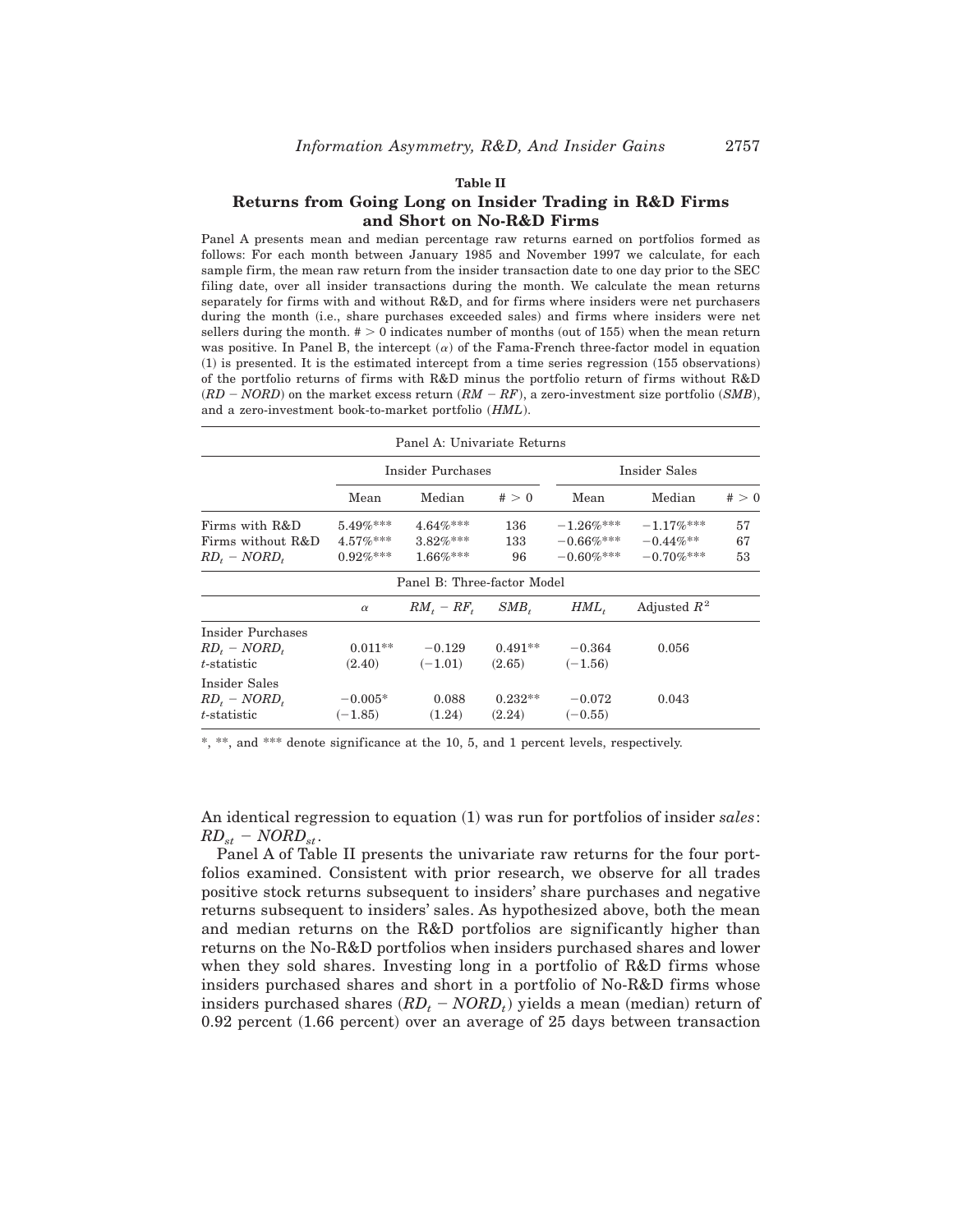**Table II**

**Returns from Going Long on Insider Trading in R&D Firms and Short on No-R&D Firms**

Panel A presents mean and median percentage raw returns earned on portfolios formed as follows: For each month between January 1985 and November 1997 we calculate, for each sample firm, the mean raw return from the insider transaction date to one day prior to the SEC filing date, over all insider transactions during the month. We calculate the mean returns separately for firms with and without R&D, and for firms where insiders were net purchasers during the month (i.e., share purchases exceeded sales) and firms where insiders were net sellers during the month. # > 0 indicates number of months (out of 155) when the mean return was positive. In Panel B, the intercept ($\alpha$) of the Fama-French three-factor model in equation (1) is presented. It is the estimated intercept from a time series regression (155 observations) of the portfolio returns of firms with R&D minus the portfolio return of firms without R&D ($RD - NORD$) on the market excess return ($RM - RF$), a zero-investment size portfolio ($SMB$), and a zero-investment book-to-market portfolio ($HML$).

Panel A: Univariate Returns

| | Insider Purchases | | | Insider Sales | | |
|---|---|---|---|---|---|---|
| | Mean | Median | # > 0 | Mean | Median | # > 0 |
| Firms with R&D | 5.49%*** | 4.64%*** | 136 | −1.26%*** | −1.17%*** | 57 |
| Firms without R&D | 4.57%*** | 3.82%*** | 133 | −0.66%*** | −0.44%** | 67 |
| $RD_t - NORD_t$ | 0.92%*** | 1.66%*** | 96 | −0.60%*** | −0.70%*** | 53 |

Panel B: Three-factor Model

| | $\alpha$ | $RM_t - RF_t$ | $SMB_t$ | $HML_t$ | Adjusted $R^2$ |
|---|---|---|---|---|---|
| Insider Purchases | | | | | |
| $RD_t - NORD_t$ | 0.011** | −0.129 | 0.491** | −0.364 | 0.056 |
| $t$-statistic | (2.40) | (−1.01) | (2.65) | (−1.56) | |
| Insider Sales | | | | | |
| $RD_t - NORD_t$ | −0.005* | 0.088 | 0.232** | −0.072 | 0.043 |
| $t$-statistic | (−1.85) | (1.24) | (2.24) | (−0.55) | |

*, **, and *** denote significance at the 10, 5, and 1 percent levels, respectively.

An identical regression to equation (1) was run for portfolios of insider *sales*: $RD_{st} - NORD_{st}$.

Panel A of Table II presents the univariate raw returns for the four portfolios examined. Consistent with prior research, we observe for all trades positive stock returns subsequent to insiders' share purchases and negative returns subsequent to insiders' sales. As hypothesized above, both the mean and median returns on the R&D portfolios are significantly higher than returns on the No-R&D portfolios when insiders purchased shares and lower when they sold shares. Investing long in a portfolio of R&D firms whose insiders purchased shares and short in a portfolio of No-R&D firms whose insiders purchased shares ($RD_t - NORD_t$) yields a mean (median) return of 0.92 percent (1.66 percent) over an average of 25 days between transaction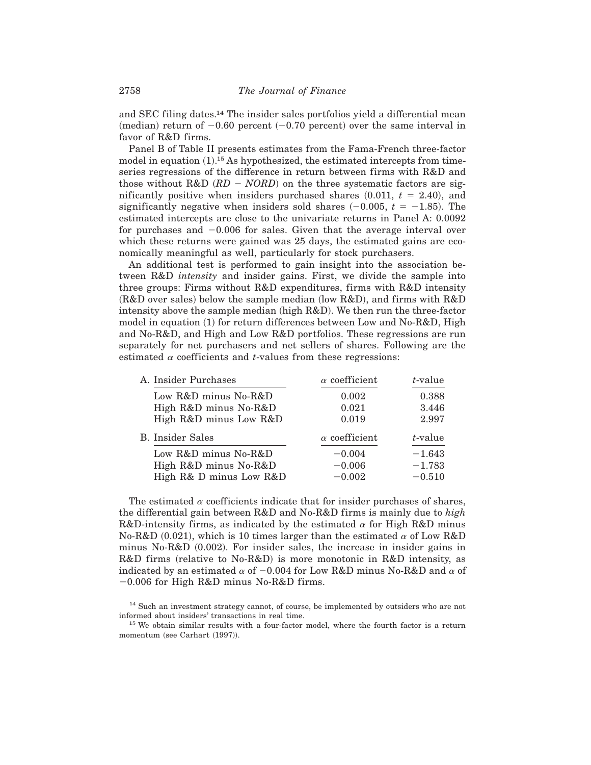and SEC filing dates.[14] The insider sales portfolios yield a differential mean (median) return of −0.60 percent (−0.70 percent) over the same interval in favor of R&D firms.

Panel B of Table II presents estimates from the Fama-French three-factor model in equation (1).[15] As hypothesized, the estimated intercepts from time-series regressions of the difference in return between firms with R&D and those without R&D (*RD* − *NORD*) on the three systematic factors are significantly positive when insiders purchased shares (0.011, $t = 2.40$), and significantly negative when insiders sold shares (−0.005, $t = -1.85$). The estimated intercepts are close to the univariate returns in Panel A: 0.0092 for purchases and −0.006 for sales. Given that the average interval over which these returns were gained was 25 days, the estimated gains are economically meaningful as well, particularly for stock purchasers.

An additional test is performed to gain insight into the association between R&D *intensity* and insider gains. First, we divide the sample into three groups: Firms without R&D expenditures, firms with R&D intensity (R&D over sales) below the sample median (low R&D), and firms with R&D intensity above the sample median (high R&D). We then run the three-factor model in equation (1) for return differences between Low and No-R&D, High and No-R&D, and High and Low R&D portfolios. These regressions are run separately for net purchasers and net sellers of shares. Following are the estimated $\alpha$ coefficients and $t$-values from these regressions:

| A. Insider Purchases | $\alpha$ coefficient | $t$-value |
|---|---|---|
| Low R&D minus No-R&D | 0.002 | 0.388 |
| High R&D minus No-R&D | 0.021 | 3.446 |
| High R&D minus Low R&D | 0.019 | 2.997 |
| **B. Insider Sales** | **$\alpha$ coefficient** | **$t$-value** |
| Low R&D minus No-R&D | −0.004 | −1.643 |
| High R&D minus No-R&D | −0.006 | −1.783 |
| High R& D minus Low R&D | −0.002 | −0.510 |

The estimated $\alpha$ coefficients indicate that for insider purchases of shares, the differential gain between R&D and No-R&D firms is mainly due to *high* R&D-intensity firms, as indicated by the estimated $\alpha$ for High R&D minus No-R&D (0.021), which is 10 times larger than the estimated $\alpha$ of Low R&D minus No-R&D (0.002). For insider sales, the increase in insider gains in R&D firms (relative to No-R&D) is more monotonic in R&D intensity, as indicated by an estimated $\alpha$ of −0.004 for Low R&D minus No-R&D and $\alpha$ of −0.006 for High R&D minus No-R&D firms.

[14] Such an investment strategy cannot, of course, be implemented by outsiders who are not informed about insiders' transactions in real time.

[15] We obtain similar results with a four-factor model, where the fourth factor is a return momentum (see Carhart (1997)).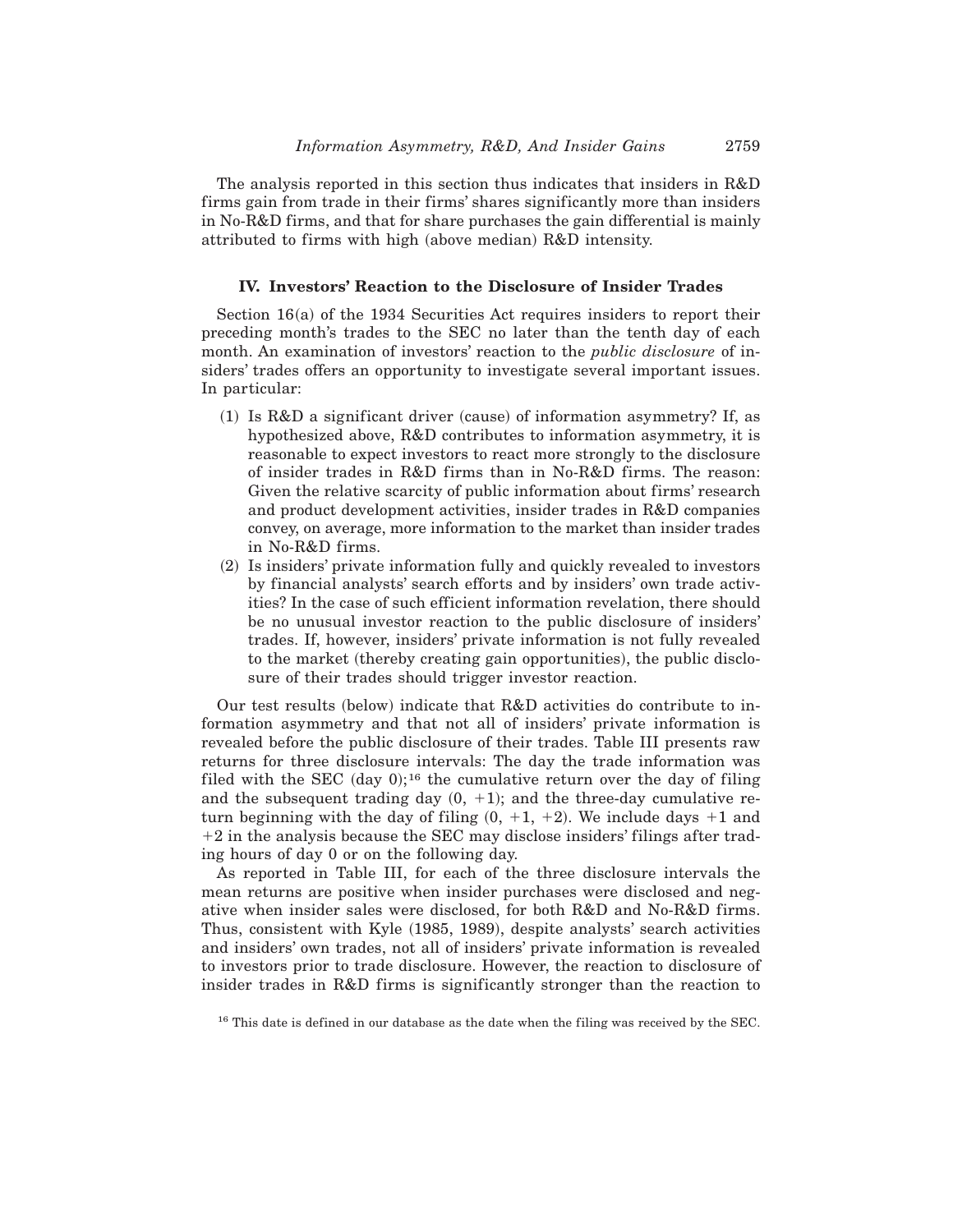The analysis reported in this section thus indicates that insiders in R&D firms gain from trade in their firms' shares significantly more than insiders in No-R&D firms, and that for share purchases the gain differential is mainly attributed to firms with high (above median) R&D intensity.

## IV. Investors' Reaction to the Disclosure of Insider Trades

Section 16(a) of the 1934 Securities Act requires insiders to report their preceding month's trades to the SEC no later than the tenth day of each month. An examination of investors' reaction to the *public disclosure* of insiders' trades offers an opportunity to investigate several important issues. In particular:

(1) Is R&D a significant driver (cause) of information asymmetry? If, as hypothesized above, R&D contributes to information asymmetry, it is reasonable to expect investors to react more strongly to the disclosure of insider trades in R&D firms than in No-R&D firms. The reason: Given the relative scarcity of public information about firms' research and product development activities, insider trades in R&D companies convey, on average, more information to the market than insider trades in No-R&D firms.

(2) Is insiders' private information fully and quickly revealed to investors by financial analysts' search efforts and by insiders' own trade activities? In the case of such efficient information revelation, there should be no unusual investor reaction to the public disclosure of insiders' trades. If, however, insiders' private information is not fully revealed to the market (thereby creating gain opportunities), the public disclosure of their trades should trigger investor reaction.

Our test results (below) indicate that R&D activities do contribute to information asymmetry and that not all of insiders' private information is revealed before the public disclosure of their trades. Table III presents raw returns for three disclosure intervals: The day the trade information was filed with the SEC (day 0);[16] the cumulative return over the day of filing and the subsequent trading day (0, +1); and the three-day cumulative return beginning with the day of filing (0, +1, +2). We include days +1 and +2 in the analysis because the SEC may disclose insiders' filings after trading hours of day 0 or on the following day.

As reported in Table III, for each of the three disclosure intervals the mean returns are positive when insider purchases were disclosed and negative when insider sales were disclosed, for both R&D and No-R&D firms. Thus, consistent with Kyle (1985, 1989), despite analysts' search activities and insiders' own trades, not all of insiders' private information is revealed to investors prior to trade disclosure. However, the reaction to disclosure of insider trades in R&D firms is significantly stronger than the reaction to

[16] This date is defined in our database as the date when the filing was received by the SEC.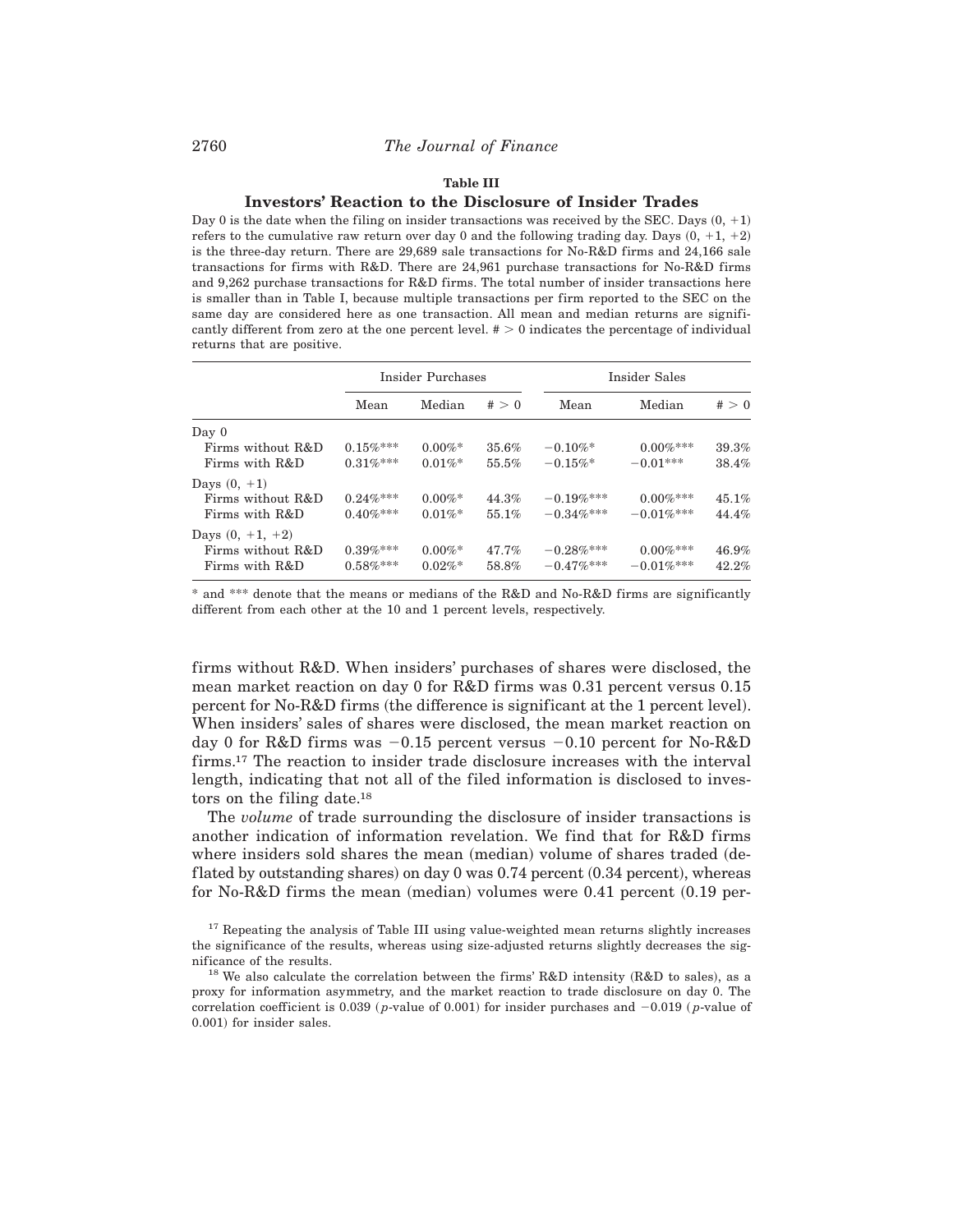**Table III**

**Investors' Reaction to the Disclosure of Insider Trades**

Day 0 is the date when the filing on insider transactions was received by the SEC. Days (0, +1) refers to the cumulative raw return over day 0 and the following trading day. Days (0, +1, +2) is the three-day return. There are 29,689 sale transactions for No-R&D firms and 24,166 sale transactions for firms with R&D. There are 24,961 purchase transactions for No-R&D firms and 9,262 purchase transactions for R&D firms. The total number of insider transactions here is smaller than in Table I, because multiple transactions per firm reported to the SEC on the same day are considered here as one transaction. All mean and median returns are significantly different from zero at the one percent level. # > 0 indicates the percentage of individual returns that are positive.

| | Insider Purchases | | | Insider Sales | | |
|---|---|---|---|---|---|---|
| | Mean | Median | # > 0 | Mean | Median | # > 0 |
| Day 0 | | | | | | |
| Firms without R&D | 0.15%*** | 0.00%* | 35.6% | −0.10%* | 0.00%*** | 39.3% |
| Firms with R&D | 0.31%*** | 0.01%* | 55.5% | −0.15%* | −0.01*** | 38.4% |
| Days (0, +1) | | | | | | |
| Firms without R&D | 0.24%*** | 0.00%* | 44.3% | −0.19%*** | 0.00%*** | 45.1% |
| Firms with R&D | 0.40%*** | 0.01%* | 55.1% | −0.34%*** | −0.01%*** | 44.4% |
| Days (0, +1, +2) | | | | | | |
| Firms without R&D | 0.39%*** | 0.00%* | 47.7% | −0.28%*** | 0.00%*** | 46.9% |
| Firms with R&D | 0.58%*** | 0.02%* | 58.8% | −0.47%*** | −0.01%*** | 42.2% |

\* and *** denote that the means or medians of the R&D and No-R&D firms are significantly different from each other at the 10 and 1 percent levels, respectively.

firms without R&D. When insiders' purchases of shares were disclosed, the mean market reaction on day 0 for R&D firms was 0.31 percent versus 0.15 percent for No-R&D firms (the difference is significant at the 1 percent level). When insiders' sales of shares were disclosed, the mean market reaction on day 0 for R&D firms was −0.15 percent versus −0.10 percent for No-R&D firms.[17] The reaction to insider trade disclosure increases with the interval length, indicating that not all of the filed information is disclosed to investors on the filing date.[18]

The *volume* of trade surrounding the disclosure of insider transactions is another indication of information revelation. We find that for R&D firms where insiders sold shares the mean (median) volume of shares traded (deflated by outstanding shares) on day 0 was 0.74 percent (0.34 percent), whereas for No-R&D firms the mean (median) volumes were 0.41 percent (0.19 per-

[17] Repeating the analysis of Table III using value-weighted mean returns slightly increases the significance of the results, whereas using size-adjusted returns slightly decreases the significance of the results.

[18] We also calculate the correlation between the firms' R&D intensity (R&D to sales), as a proxy for information asymmetry, and the market reaction to trade disclosure on day 0. The correlation coefficient is 0.039 ($p$-value of 0.001) for insider purchases and −0.019 ($p$-value of 0.001) for insider sales.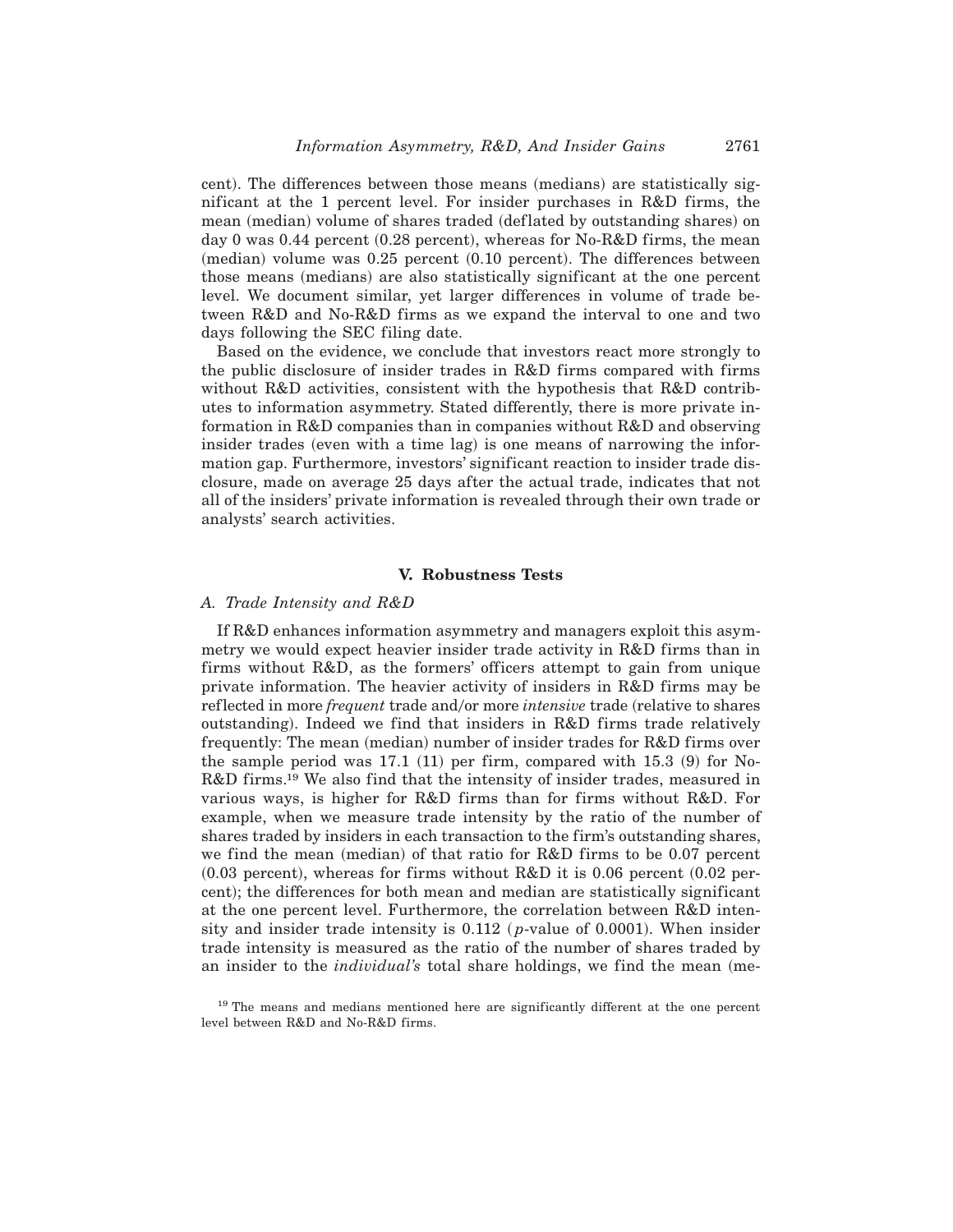cent). The differences between those means (medians) are statistically significant at the 1 percent level. For insider purchases in R&D firms, the mean (median) volume of shares traded (deflated by outstanding shares) on day 0 was 0.44 percent (0.28 percent), whereas for No-R&D firms, the mean (median) volume was 0.25 percent (0.10 percent). The differences between those means (medians) are also statistically significant at the one percent level. We document similar, yet larger differences in volume of trade between R&D and No-R&D firms as we expand the interval to one and two days following the SEC filing date.

Based on the evidence, we conclude that investors react more strongly to the public disclosure of insider trades in R&D firms compared with firms without R&D activities, consistent with the hypothesis that R&D contributes to information asymmetry. Stated differently, there is more private information in R&D companies than in companies without R&D and observing insider trades (even with a time lag) is one means of narrowing the information gap. Furthermore, investors' significant reaction to insider trade disclosure, made on average 25 days after the actual trade, indicates that not all of the insiders' private information is revealed through their own trade or analysts' search activities.

## V. Robustness Tests

### *A. Trade Intensity and R&D*

If R&D enhances information asymmetry and managers exploit this asymmetry we would expect heavier insider trade activity in R&D firms than in firms without R&D, as the formers' officers attempt to gain from unique private information. The heavier activity of insiders in R&D firms may be reflected in more *frequent* trade and/or more *intensive* trade (relative to shares outstanding). Indeed we find that insiders in R&D firms trade relatively frequently: The mean (median) number of insider trades for R&D firms over the sample period was 17.1 (11) per firm, compared with 15.3 (9) for No-R&D firms.[19] We also find that the intensity of insider trades, measured in various ways, is higher for R&D firms than for firms without R&D. For example, when we measure trade intensity by the ratio of the number of shares traded by insiders in each transaction to the firm's outstanding shares, we find the mean (median) of that ratio for R&D firms to be 0.07 percent (0.03 percent), whereas for firms without R&D it is 0.06 percent (0.02 percent); the differences for both mean and median are statistically significant at the one percent level. Furthermore, the correlation between R&D intensity and insider trade intensity is 0.112 ($p$-value of 0.0001). When insider trade intensity is measured as the ratio of the number of shares traded by an insider to the *individual's* total share holdings, we find the mean (me-

[19] The means and medians mentioned here are significantly different at the one percent level between R&D and No-R&D firms.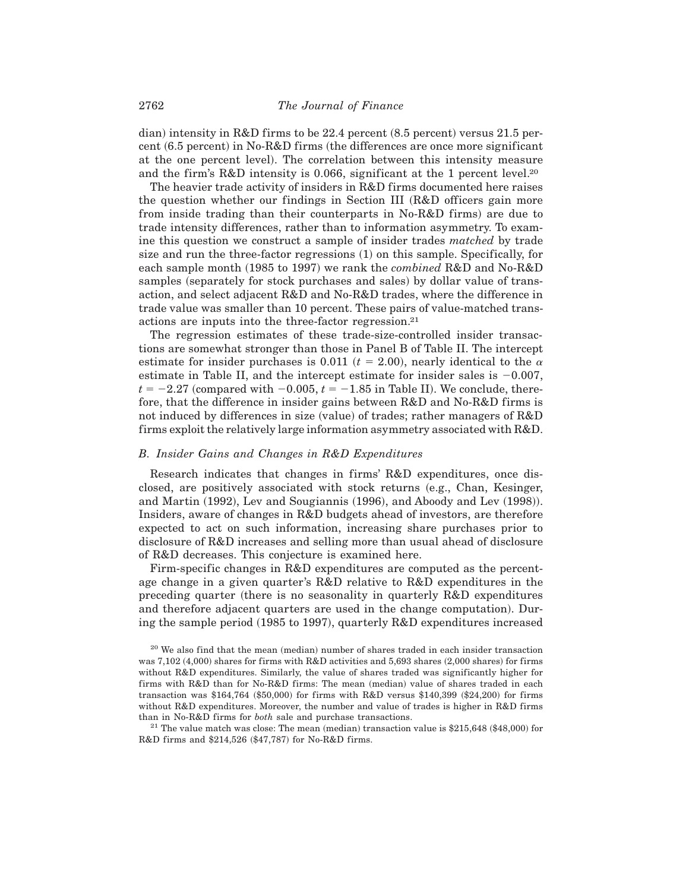dian) intensity in R&D firms to be 22.4 percent (8.5 percent) versus 21.5 percent (6.5 percent) in No-R&D firms (the differences are once more significant at the one percent level). The correlation between this intensity measure and the firm's R&D intensity is 0.066, significant at the 1 percent level.[20]

The heavier trade activity of insiders in R&D firms documented here raises the question whether our findings in Section III (R&D officers gain more from inside trading than their counterparts in No-R&D firms) are due to trade intensity differences, rather than to information asymmetry. To examine this question we construct a sample of insider trades *matched* by trade size and run the three-factor regressions (1) on this sample. Specifically, for each sample month (1985 to 1997) we rank the *combined* R&D and No-R&D samples (separately for stock purchases and sales) by dollar value of transaction, and select adjacent R&D and No-R&D trades, where the difference in trade value was smaller than 10 percent. These pairs of value-matched transactions are inputs into the three-factor regression.[21]

The regression estimates of these trade-size-controlled insider transactions are somewhat stronger than those in Panel B of Table II. The intercept estimate for insider purchases is 0.011 ($t = 2.00$), nearly identical to the $\alpha$ estimate in Table II, and the intercept estimate for insider sales is $-0.007$, $t = -2.27$ (compared with $-0.005$, $t = -1.85$ in Table II). We conclude, therefore, that the difference in insider gains between R&D and No-R&D firms is not induced by differences in size (value) of trades; rather managers of R&D firms exploit the relatively large information asymmetry associated with R&D.

### B. Insider Gains and Changes in R&D Expenditures

Research indicates that changes in firms' R&D expenditures, once disclosed, are positively associated with stock returns (e.g., Chan, Kesinger, and Martin (1992), Lev and Sougiannis (1996), and Aboody and Lev (1998)). Insiders, aware of changes in R&D budgets ahead of investors, are therefore expected to act on such information, increasing share purchases prior to disclosure of R&D increases and selling more than usual ahead of disclosure of R&D decreases. This conjecture is examined here.

Firm-specific changes in R&D expenditures are computed as the percentage change in a given quarter's R&D relative to R&D expenditures in the preceding quarter (there is no seasonality in quarterly R&D expenditures and therefore adjacent quarters are used in the change computation). During the sample period (1985 to 1997), quarterly R&D expenditures increased

[20] We also find that the mean (median) number of shares traded in each insider transaction was 7,102 (4,000) shares for firms with R&D activities and 5,693 shares (2,000 shares) for firms without R&D expenditures. Similarly, the value of shares traded was significantly higher for firms with R&D than for No-R&D firms: The mean (median) value of shares traded in each transaction was \$164,764 (\$50,000) for firms with R&D versus \$140,399 (\$24,200) for firms without R&D expenditures. Moreover, the number and value of trades is higher in R&D firms than in No-R&D firms for *both* sale and purchase transactions.

[21] The value match was close: The mean (median) transaction value is \$215,648 (\$48,000) for R&D firms and \$214,526 (\$47,787) for No-R&D firms.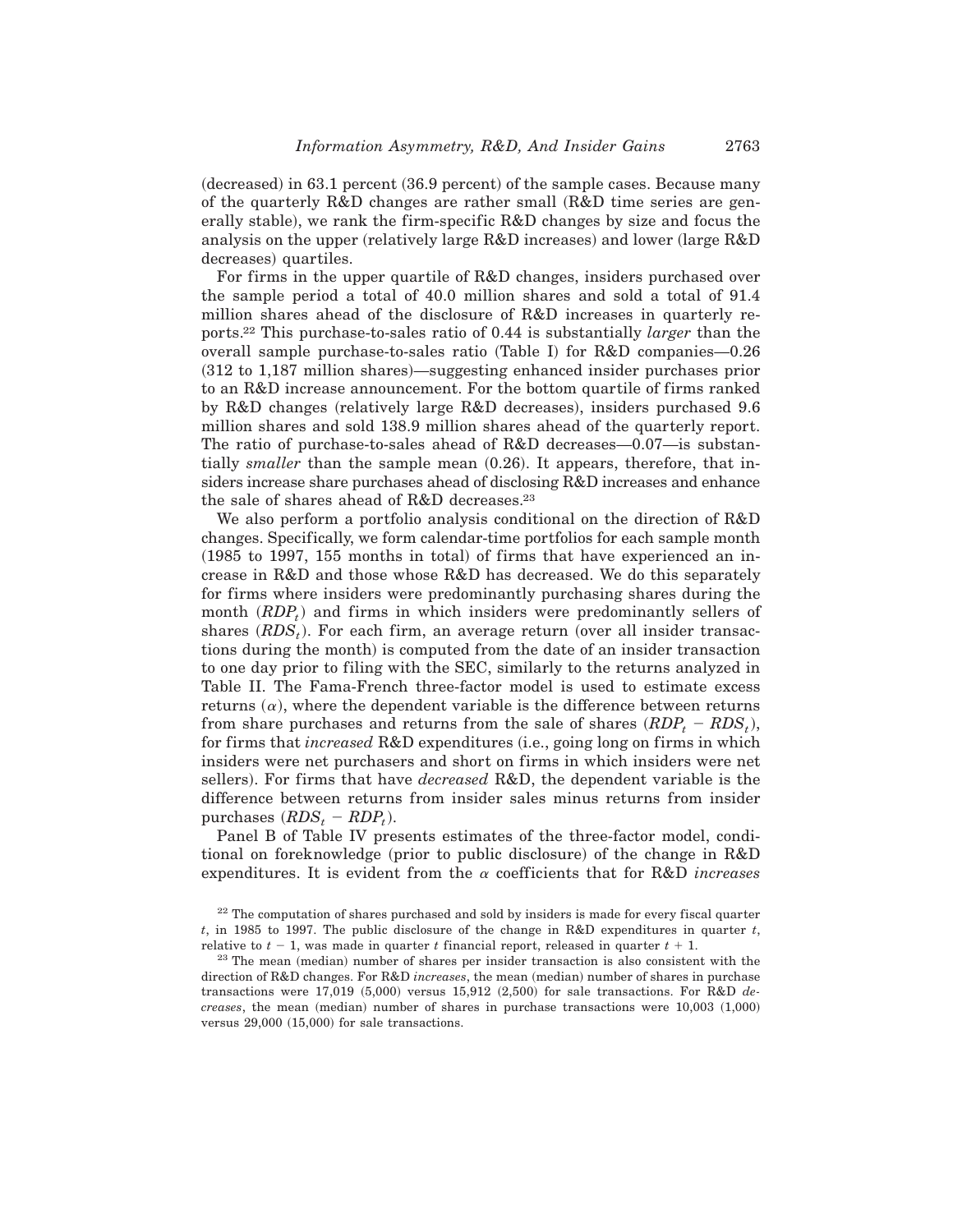(decreased) in 63.1 percent (36.9 percent) of the sample cases. Because many of the quarterly R&D changes are rather small (R&D time series are generally stable), we rank the firm-specific R&D changes by size and focus the analysis on the upper (relatively large R&D increases) and lower (large R&D decreases) quartiles.

For firms in the upper quartile of R&D changes, insiders purchased over the sample period a total of 40.0 million shares and sold a total of 91.4 million shares ahead of the disclosure of R&D increases in quarterly reports.[22] This purchase-to-sales ratio of 0.44 is substantially *larger* than the overall sample purchase-to-sales ratio (Table I) for R&D companies—0.26 (312 to 1,187 million shares)—suggesting enhanced insider purchases prior to an R&D increase announcement. For the bottom quartile of firms ranked by R&D changes (relatively large R&D decreases), insiders purchased 9.6 million shares and sold 138.9 million shares ahead of the quarterly report. The ratio of purchase-to-sales ahead of R&D decreases—0.07—is substantially *smaller* than the sample mean (0.26). It appears, therefore, that insiders increase share purchases ahead of disclosing R&D increases and enhance the sale of shares ahead of R&D decreases.[23]

We also perform a portfolio analysis conditional on the direction of R&D changes. Specifically, we form calendar-time portfolios for each sample month (1985 to 1997, 155 months in total) of firms that have experienced an increase in R&D and those whose R&D has decreased. We do this separately for firms where insiders were predominantly purchasing shares during the month ($RDP_t$) and firms in which insiders were predominantly sellers of shares ($RDS_t$). For each firm, an average return (over all insider transactions during the month) is computed from the date of an insider transaction to one day prior to filing with the SEC, similarly to the returns analyzed in Table II. The Fama-French three-factor model is used to estimate excess returns ($\alpha$), where the dependent variable is the difference between returns from share purchases and returns from the sale of shares ($RDP_t - RDS_t$), for firms that *increased* R&D expenditures (i.e., going long on firms in which insiders were net purchasers and short on firms in which insiders were net sellers). For firms that have *decreased* R&D, the dependent variable is the difference between returns from insider sales minus returns from insider purchases ($RDS_t - RDP_t$).

Panel B of Table IV presents estimates of the three-factor model, conditional on foreknowledge (prior to public disclosure) of the change in R&D expenditures. It is evident from the $\alpha$ coefficients that for R&D *increases*

[22] The computation of shares purchased and sold by insiders is made for every fiscal quarter $t$, in 1985 to 1997. The public disclosure of the change in R&D expenditures in quarter $t$, relative to $t - 1$, was made in quarter $t$ financial report, released in quarter $t + 1$.

[23] The mean (median) number of shares per insider transaction is also consistent with the direction of R&D changes. For R&D *increases*, the mean (median) number of shares in purchase transactions were 17,019 (5,000) versus 15,912 (2,500) for sale transactions. For R&D *decreases*, the mean (median) number of shares in purchase transactions were 10,003 (1,000) versus 29,000 (15,000) for sale transactions.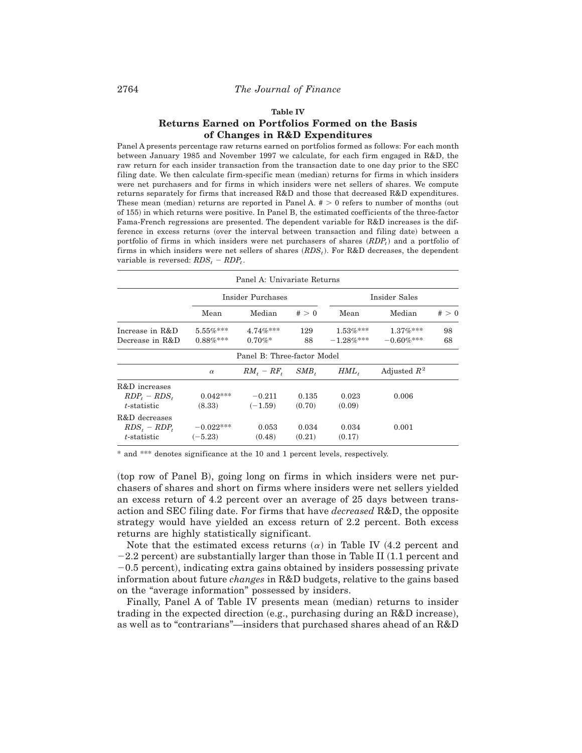**Table IV**

**Returns Earned on Portfolios Formed on the Basis of Changes in R&D Expenditures**

Panel A presents percentage raw returns earned on portfolios formed as follows: For each month between January 1985 and November 1997 we calculate, for each firm engaged in R&D, the raw return for each insider transaction from the transaction date to one day prior to the SEC filing date. We then calculate firm-specific mean (median) returns for firms in which insiders were net purchasers and for firms in which insiders were net sellers of shares. We compute returns separately for firms that increased R&D and those that decreased R&D expenditures. These mean (median) returns are reported in Panel A. # > 0 refers to number of months (out of 155) in which returns were positive. In Panel B, the estimated coefficients of the three-factor Fama-French regressions are presented. The dependent variable for R&D increases is the difference in excess returns (over the interval between transaction and filing date) between a portfolio of firms in which insiders were net purchasers of shares ($RDP_t$) and a portfolio of firms in which insiders were net sellers of shares ($RDS_t$). For R&D decreases, the dependent variable is reversed: $RDS_t - RDP_t$.

Panel A: Univariate Returns

| | Insider Purchases | | | Insider Sales | | |
|---|---|---|---|---|---|---|
| | Mean | Median | # > 0 | Mean | Median | # > 0 |
| Increase in R&D | 5.55%*** | 4.74%*** | 129 | 1.53%*** | 1.37%*** | 98 |
| Decrease in R&D | 0.88%*** | 0.70%* | 88 | −1.28%*** | −0.60%*** | 68 |

Panel B: Three-factor Model

| | $\alpha$ | $RM_t - RF_t$ | $SMB_t$ | $HML_t$ | Adjusted $R^2$ |
|---|---|---|---|---|---|
| R&D increases | | | | | |
| $RDP_t - RDS_t$ | 0.042*** | −0.211 | 0.135 | 0.023 | 0.006 |
| $t$-statistic | (8.33) | (−1.59) | (0.70) | (0.09) | |
| R&D decreases | | | | | |
| $RDS_t - RDP_t$ | −0.022*** | 0.053 | 0.034 | 0.034 | 0.001 |
| $t$-statistic | (−5.23) | (0.48) | (0.21) | (0.17) | |

\* and \*\*\* denotes significance at the 10 and 1 percent levels, respectively.

(top row of Panel B), going long on firms in which insiders were net purchasers of shares and short on firms where insiders were net sellers yielded an excess return of 4.2 percent over an average of 25 days between transaction and SEC filing date. For firms that have *decreased* R&D, the opposite strategy would have yielded an excess return of 2.2 percent. Both excess returns are highly statistically significant.

Note that the estimated excess returns ($\alpha$) in Table IV (4.2 percent and −2.2 percent) are substantially larger than those in Table II (1.1 percent and −0.5 percent), indicating extra gains obtained by insiders possessing private information about future *changes* in R&D budgets, relative to the gains based on the "average information" possessed by insiders.

Finally, Panel A of Table IV presents mean (median) returns to insider trading in the expected direction (e.g., purchasing during an R&D increase), as well as to "contrarians"—insiders that purchased shares ahead of an R&D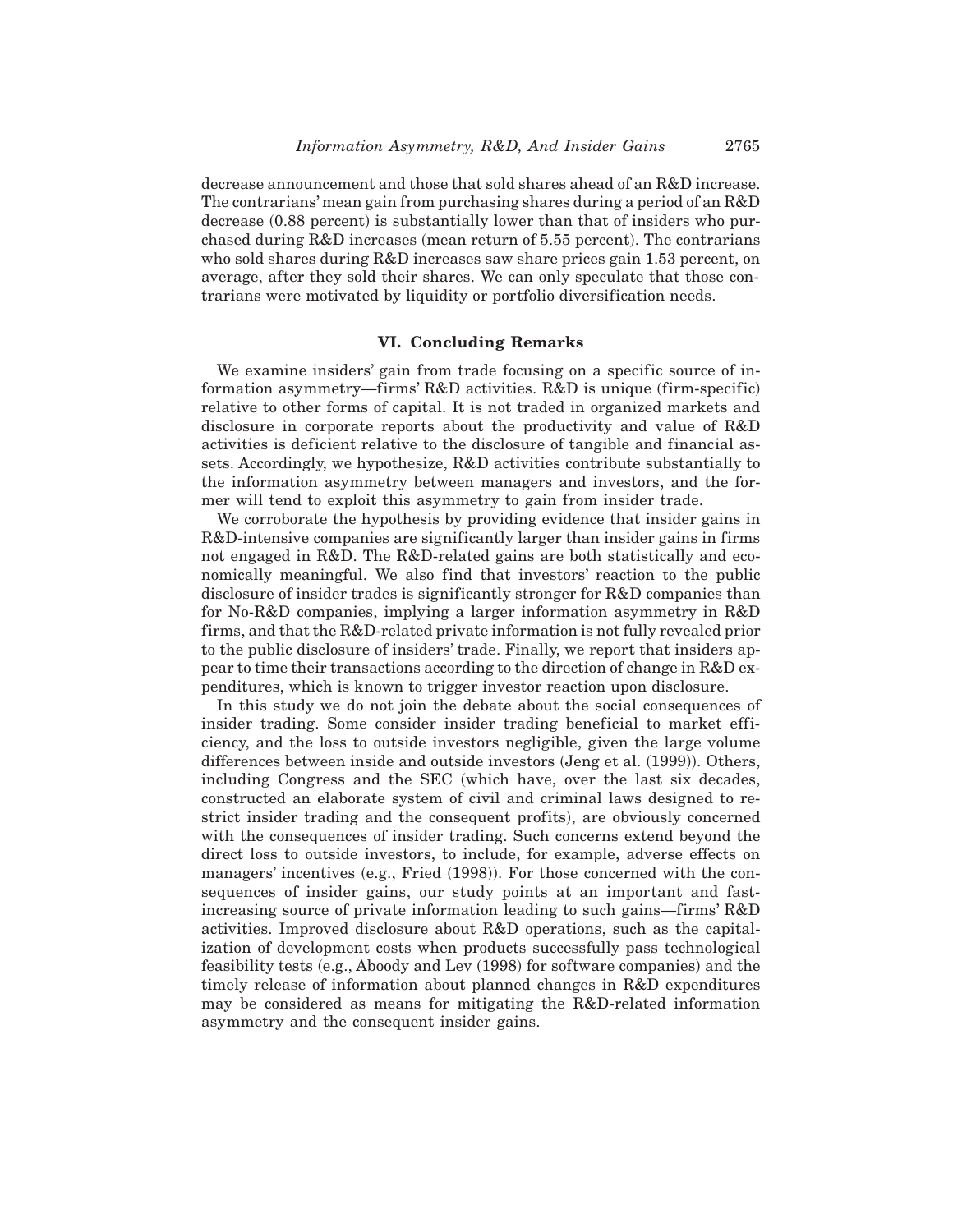decrease announcement and those that sold shares ahead of an R&D increase. The contrarians' mean gain from purchasing shares during a period of an R&D decrease (0.88 percent) is substantially lower than that of insiders who purchased during R&D increases (mean return of 5.55 percent). The contrarians who sold shares during R&D increases saw share prices gain 1.53 percent, on average, after they sold their shares. We can only speculate that those contrarians were motivated by liquidity or portfolio diversification needs.

## VI. Concluding Remarks

We examine insiders' gain from trade focusing on a specific source of information asymmetry—firms' R&D activities. R&D is unique (firm-specific) relative to other forms of capital. It is not traded in organized markets and disclosure in corporate reports about the productivity and value of R&D activities is deficient relative to the disclosure of tangible and financial assets. Accordingly, we hypothesize, R&D activities contribute substantially to the information asymmetry between managers and investors, and the former will tend to exploit this asymmetry to gain from insider trade.

We corroborate the hypothesis by providing evidence that insider gains in R&D-intensive companies are significantly larger than insider gains in firms not engaged in R&D. The R&D-related gains are both statistically and economically meaningful. We also find that investors' reaction to the public disclosure of insider trades is significantly stronger for R&D companies than for No-R&D companies, implying a larger information asymmetry in R&D firms, and that the R&D-related private information is not fully revealed prior to the public disclosure of insiders' trade. Finally, we report that insiders appear to time their transactions according to the direction of change in R&D expenditures, which is known to trigger investor reaction upon disclosure.

In this study we do not join the debate about the social consequences of insider trading. Some consider insider trading beneficial to market efficiency, and the loss to outside investors negligible, given the large volume differences between inside and outside investors (Jeng et al. (1999)). Others, including Congress and the SEC (which have, over the last six decades, constructed an elaborate system of civil and criminal laws designed to restrict insider trading and the consequent profits), are obviously concerned with the consequences of insider trading. Such concerns extend beyond the direct loss to outside investors, to include, for example, adverse effects on managers' incentives (e.g., Fried (1998)). For those concerned with the consequences of insider gains, our study points at an important and fast-increasing source of private information leading to such gains—firms' R&D activities. Improved disclosure about R&D operations, such as the capitalization of development costs when products successfully pass technological feasibility tests (e.g., Aboody and Lev (1998) for software companies) and the timely release of information about planned changes in R&D expenditures may be considered as means for mitigating the R&D-related information asymmetry and the consequent insider gains.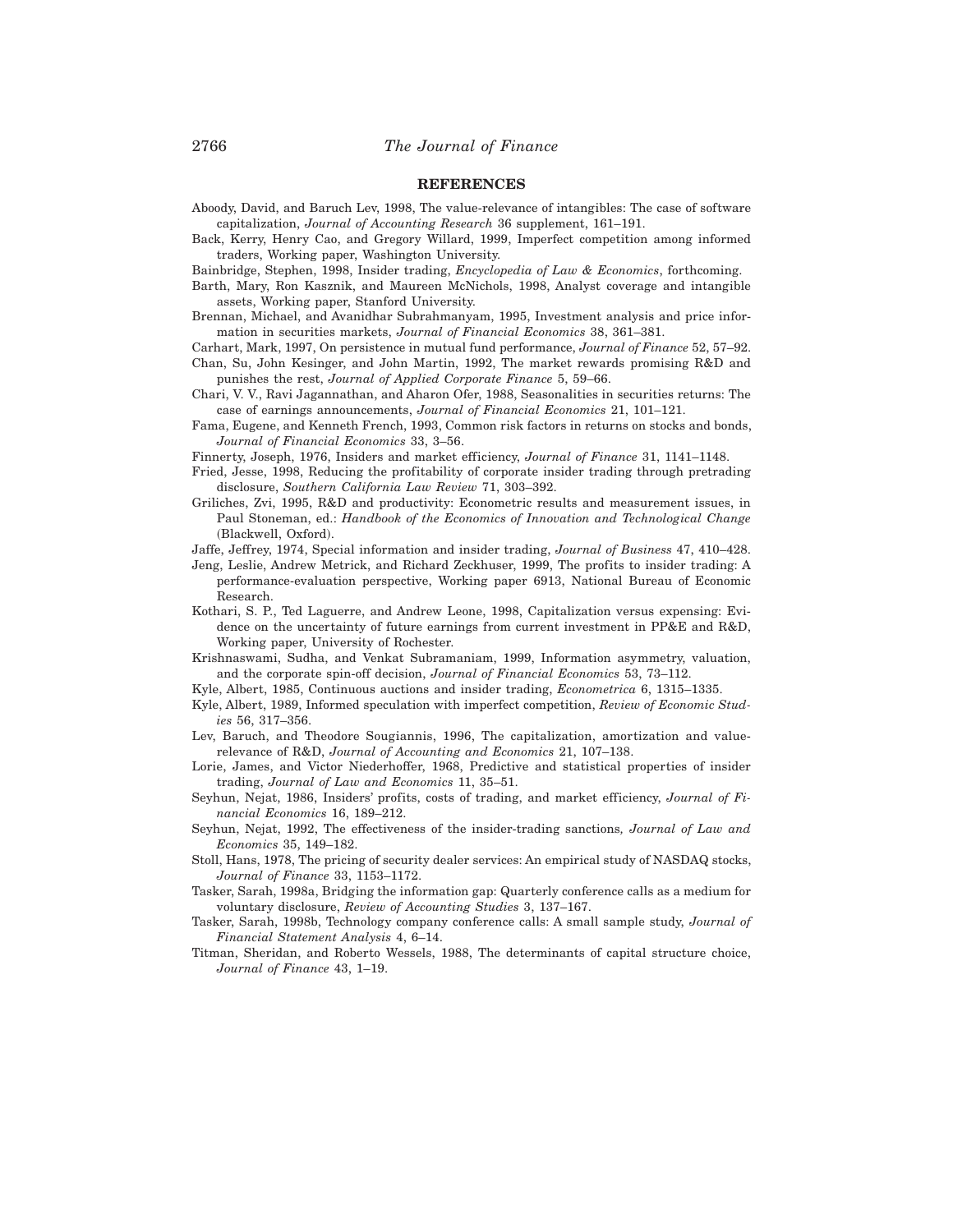## REFERENCES

Aboody, David, and Baruch Lev, 1998, The value-relevance of intangibles: The case of software capitalization, *Journal of Accounting Research* 36 supplement, 161–191.

Back, Kerry, Henry Cao, and Gregory Willard, 1999, Imperfect competition among informed traders, Working paper, Washington University.

Bainbridge, Stephen, 1998, Insider trading, *Encyclopedia of Law & Economics*, forthcoming.

Barth, Mary, Ron Kasznik, and Maureen McNichols, 1998, Analyst coverage and intangible assets, Working paper, Stanford University.

Brennan, Michael, and Avanidhar Subrahmanyam, 1995, Investment analysis and price information in securities markets, *Journal of Financial Economics* 38, 361–381.

Carhart, Mark, 1997, On persistence in mutual fund performance, *Journal of Finance* 52, 57–92.

Chan, Su, John Kesinger, and John Martin, 1992, The market rewards promising R&D and punishes the rest, *Journal of Applied Corporate Finance* 5, 59–66.

Chari, V. V., Ravi Jagannathan, and Aharon Ofer, 1988, Seasonalities in securities returns: The case of earnings announcements, *Journal of Financial Economics* 21, 101–121.

Fama, Eugene, and Kenneth French, 1993, Common risk factors in returns on stocks and bonds, *Journal of Financial Economics* 33, 3–56.

Finnerty, Joseph, 1976, Insiders and market efficiency, *Journal of Finance* 31, 1141–1148.

Fried, Jesse, 1998, Reducing the profitability of corporate insider trading through pretrading disclosure, *Southern California Law Review* 71, 303–392.

Griliches, Zvi, 1995, R&D and productivity: Econometric results and measurement issues, in Paul Stoneman, ed.: *Handbook of the Economics of Innovation and Technological Change* (Blackwell, Oxford).

Jaffe, Jeffrey, 1974, Special information and insider trading, *Journal of Business* 47, 410–428.

Jeng, Leslie, Andrew Metrick, and Richard Zeckhuser, 1999, The profits to insider trading: A performance-evaluation perspective, Working paper 6913, National Bureau of Economic Research.

Kothari, S. P., Ted Laguerre, and Andrew Leone, 1998, Capitalization versus expensing: Evidence on the uncertainty of future earnings from current investment in PP&E and R&D, Working paper, University of Rochester.

Krishnaswami, Sudha, and Venkat Subramaniam, 1999, Information asymmetry, valuation, and the corporate spin-off decision, *Journal of Financial Economics* 53, 73–112.

Kyle, Albert, 1985, Continuous auctions and insider trading, *Econometrica* 6, 1315–1335.

Kyle, Albert, 1989, Informed speculation with imperfect competition, *Review of Economic Studies* 56, 317–356.

Lev, Baruch, and Theodore Sougiannis, 1996, The capitalization, amortization and value-relevance of R&D, *Journal of Accounting and Economics* 21, 107–138.

Lorie, James, and Victor Niederhoffer, 1968, Predictive and statistical properties of insider trading, *Journal of Law and Economics* 11, 35–51.

Seyhun, Nejat, 1986, Insiders' profits, costs of trading, and market efficiency, *Journal of Financial Economics* 16, 189–212.

Seyhun, Nejat, 1992, The effectiveness of the insider-trading sanctions, *Journal of Law and Economics* 35, 149–182.

Stoll, Hans, 1978, The pricing of security dealer services: An empirical study of NASDAQ stocks, *Journal of Finance* 33, 1153–1172.

Tasker, Sarah, 1998a, Bridging the information gap: Quarterly conference calls as a medium for voluntary disclosure, *Review of Accounting Studies* 3, 137–167.

Tasker, Sarah, 1998b, Technology company conference calls: A small sample study, *Journal of Financial Statement Analysis* 4, 6–14.

Titman, Sheridan, and Roberto Wessels, 1988, The determinants of capital structure choice, *Journal of Finance* 43, 1–19.